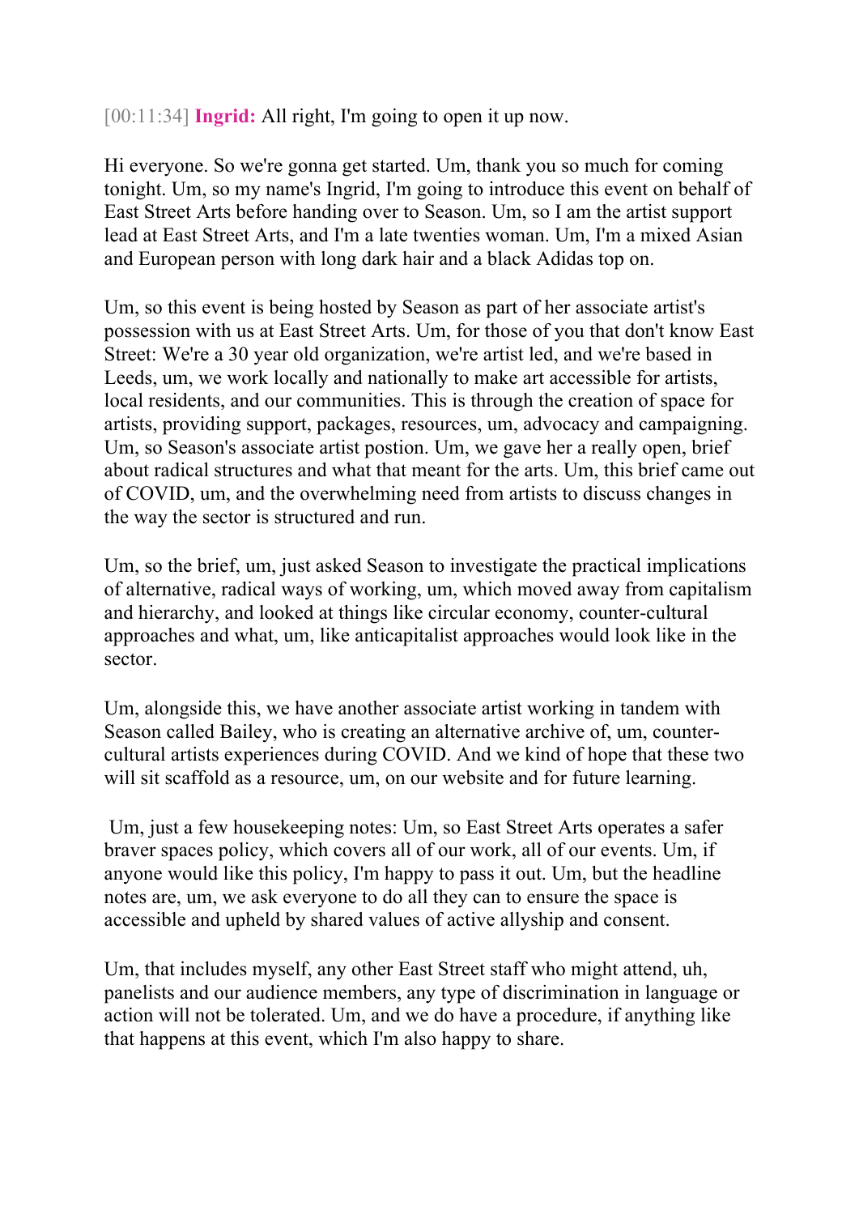[00:11:34] **Ingrid:** All right, I'm going to open it up now.

Hi everyone. So we're gonna get started. Um, thank you so much for coming tonight. Um, so my name's Ingrid, I'm going to introduce this event on behalf of East Street Arts before handing over to Season. Um, so I am the artist support lead at East Street Arts, and I'm a late twenties woman. Um, I'm a mixed Asian and European person with long dark hair and a black Adidas top on.

Um, so this event is being hosted by Season as part of her associate artist's possession with us at East Street Arts. Um, for those of you that don't know East Street: We're a 30 year old organization, we're artist led, and we're based in Leeds, um, we work locally and nationally to make art accessible for artists, local residents, and our communities. This is through the creation of space for artists, providing support, packages, resources, um, advocacy and campaigning. Um, so Season's associate artist postion. Um, we gave her a really open, brief about radical structures and what that meant for the arts. Um, this brief came out of COVID, um, and the overwhelming need from artists to discuss changes in the way the sector is structured and run.

Um, so the brief, um, just asked Season to investigate the practical implications of alternative, radical ways of working, um, which moved away from capitalism and hierarchy, and looked at things like circular economy, counter-cultural approaches and what, um, like anticapitalist approaches would look like in the sector.

Um, alongside this, we have another associate artist working in tandem with Season called Bailey, who is creating an alternative archive of, um, counter-cultural artists experiences during COVID. And we kind of hope that these two will sit scaffold as a resource, um, on our website and for future learning.

Um, just a few housekeeping notes: Um, so East Street Arts operates a safer braver spaces policy, which covers all of our work, all of our events. Um, if anyone would like this policy, I'm happy to pass it out. Um, but the headline notes are, um, we ask everyone to do all they can to ensure the space is accessible and upheld by shared values of active allyship and consent.

Um, that includes myself, any other East Street staff who might attend, uh, panelists and our audience members, any type of discrimination in language or action will not be tolerated. Um, and we do have a procedure, if anything like that happens at this event, which I'm also happy to share.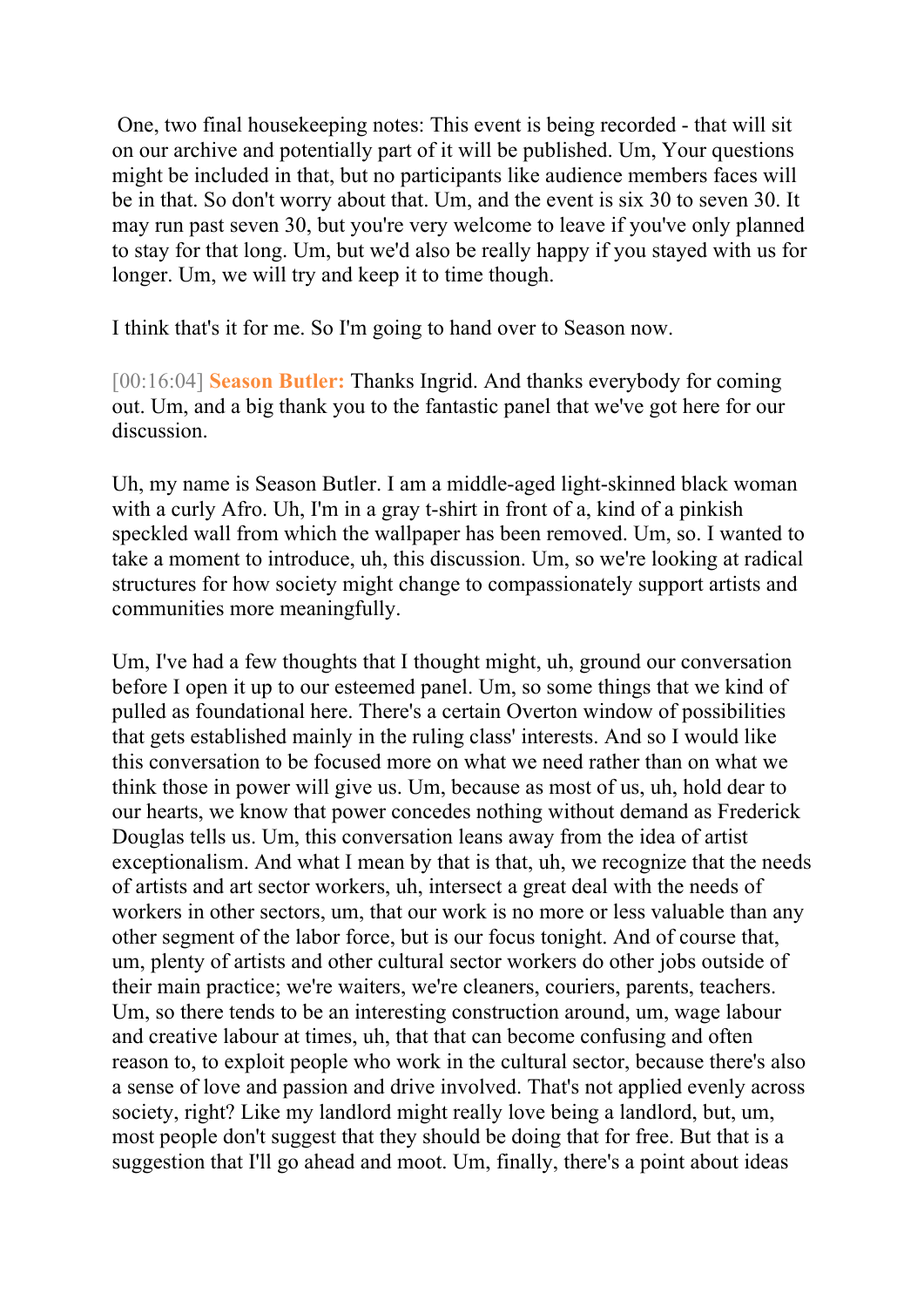One, two final housekeeping notes: This event is being recorded - that will sit on our archive and potentially part of it will be published. Um, Your questions might be included in that, but no participants like audience members faces will be in that. So don't worry about that. Um, and the event is six 30 to seven 30. It may run past seven 30, but you're very welcome to leave if you've only planned to stay for that long. Um, but we'd also be really happy if you stayed with us for longer. Um, we will try and keep it to time though.

I think that's it for me. So I'm going to hand over to Season now.

[00:16:04] **Season Butler:** Thanks Ingrid. And thanks everybody for coming out. Um, and a big thank you to the fantastic panel that we've got here for our discussion.

Uh, my name is Season Butler. I am a middle-aged light-skinned black woman with a curly Afro. Uh, I'm in a gray t-shirt in front of a, kind of a pinkish speckled wall from which the wallpaper has been removed. Um, so. I wanted to take a moment to introduce, uh, this discussion. Um, so we're looking at radical structures for how society might change to compassionately support artists and communities more meaningfully.

Um, I've had a few thoughts that I thought might, uh, ground our conversation before I open it up to our esteemed panel. Um, so some things that we kind of pulled as foundational here. There's a certain Overton window of possibilities that gets established mainly in the ruling class' interests. And so I would like this conversation to be focused more on what we need rather than on what we think those in power will give us. Um, because as most of us, uh, hold dear to our hearts, we know that power concedes nothing without demand as Frederick Douglas tells us. Um, this conversation leans away from the idea of artist exceptionalism. And what I mean by that is that, uh, we recognize that the needs of artists and art sector workers, uh, intersect a great deal with the needs of workers in other sectors, um, that our work is no more or less valuable than any other segment of the labor force, but is our focus tonight. And of course that, um, plenty of artists and other cultural sector workers do other jobs outside of their main practice; we're waiters, we're cleaners, couriers, parents, teachers. Um, so there tends to be an interesting construction around, um, wage labour and creative labour at times, uh, that that can become confusing and often reason to, to exploit people who work in the cultural sector, because there's also a sense of love and passion and drive involved. That's not applied evenly across society, right? Like my landlord might really love being a landlord, but, um, most people don't suggest that they should be doing that for free. But that is a suggestion that I'll go ahead and moot. Um, finally, there's a point about ideas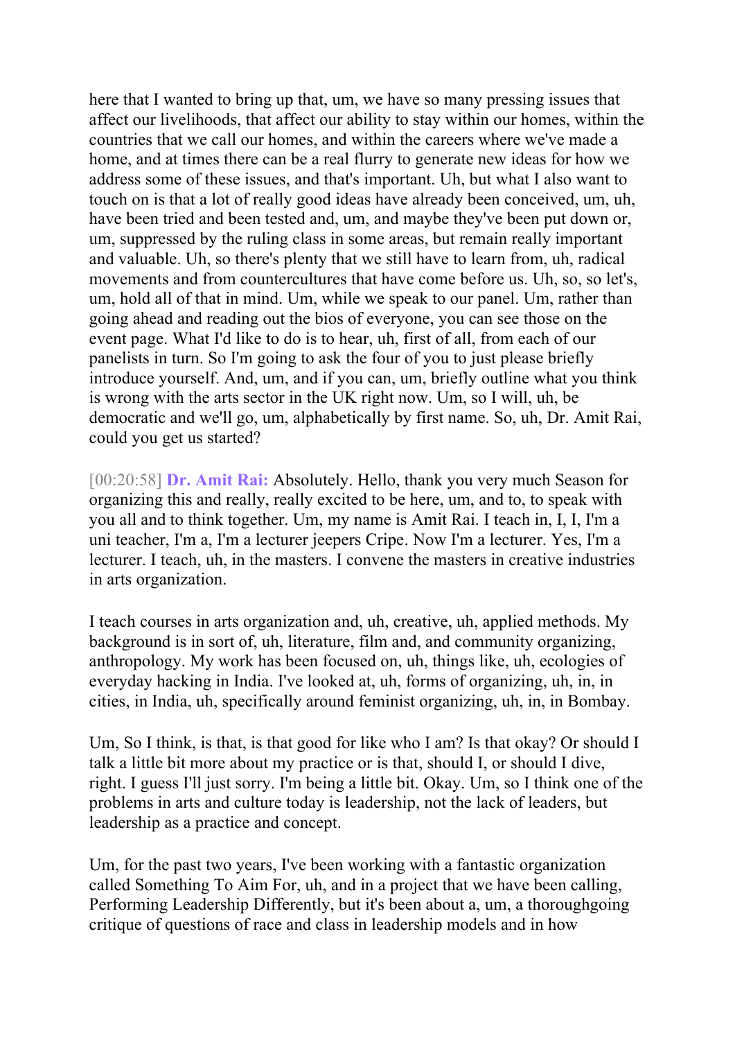here that I wanted to bring up that, um, we have so many pressing issues that affect our livelihoods, that affect our ability to stay within our homes, within the countries that we call our homes, and within the careers where we've made a home, and at times there can be a real flurry to generate new ideas for how we address some of these issues, and that's important. Uh, but what I also want to touch on is that a lot of really good ideas have already been conceived, um, uh, have been tried and been tested and, um, and maybe they've been put down or, um, suppressed by the ruling class in some areas, but remain really important and valuable. Uh, so there's plenty that we still have to learn from, uh, radical movements and from countercultures that have come before us. Uh, so, so let's, um, hold all of that in mind. Um, while we speak to our panel. Um, rather than going ahead and reading out the bios of everyone, you can see those on the event page. What I'd like to do is to hear, uh, first of all, from each of our panelists in turn. So I'm going to ask the four of you to just please briefly introduce yourself. And, um, and if you can, um, briefly outline what you think is wrong with the arts sector in the UK right now. Um, so I will, uh, be democratic and we'll go, um, alphabetically by first name. So, uh, Dr. Amit Rai, could you get us started?

[00:20:58] **Dr. Amit Rai:** Absolutely. Hello, thank you very much Season for organizing this and really, really excited to be here, um, and to, to speak with you all and to think together. Um, my name is Amit Rai. I teach in, I, I, I'm a uni teacher, I'm a, I'm a lecturer jeepers Cripe. Now I'm a lecturer. Yes, I'm a lecturer. I teach, uh, in the masters. I convene the masters in creative industries in arts organization.

I teach courses in arts organization and, uh, creative, uh, applied methods. My background is in sort of, uh, literature, film and, and community organizing, anthropology. My work has been focused on, uh, things like, uh, ecologies of everyday hacking in India. I've looked at, uh, forms of organizing, uh, in, in cities, in India, uh, specifically around feminist organizing, uh, in, in Bombay.

Um, So I think, is that, is that good for like who I am? Is that okay? Or should I talk a little bit more about my practice or is that, should I, or should I dive, right. I guess I'll just sorry. I'm being a little bit. Okay. Um, so I think one of the problems in arts and culture today is leadership, not the lack of leaders, but leadership as a practice and concept.

Um, for the past two years, I've been working with a fantastic organization called Something To Aim For, uh, and in a project that we have been calling, Performing Leadership Differently, but it's been about a, um, a thoroughgoing critique of questions of race and class in leadership models and in how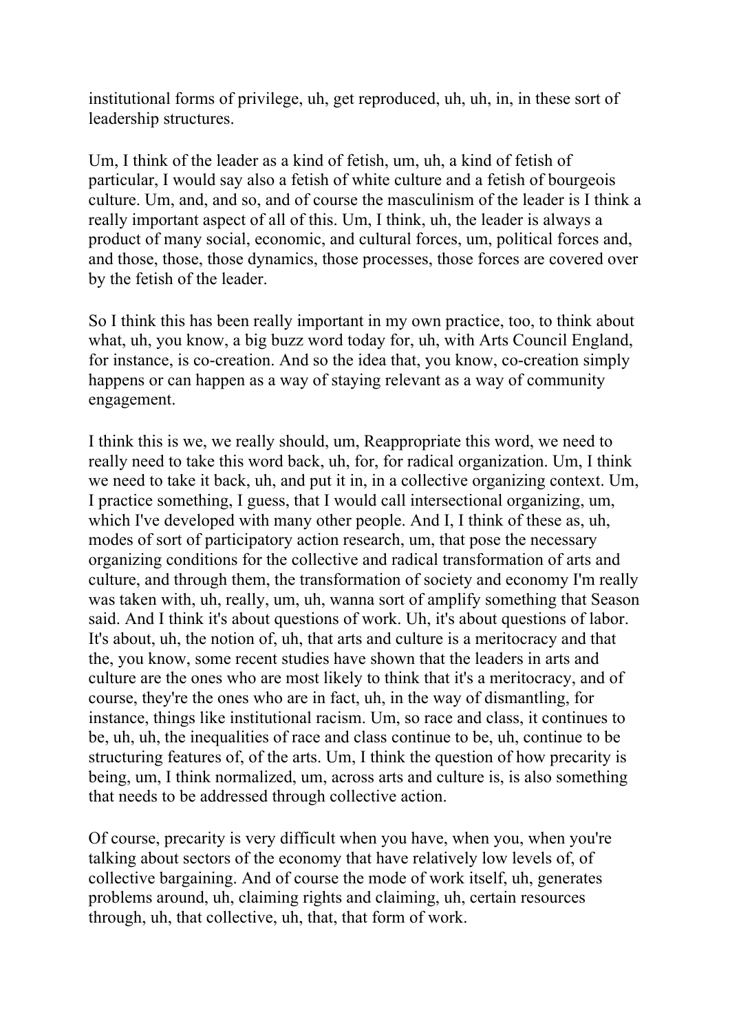institutional forms of privilege, uh, get reproduced, uh, uh, in, in these sort of leadership structures.

Um, I think of the leader as a kind of fetish, um, uh, a kind of fetish of particular, I would say also a fetish of white culture and a fetish of bourgeois culture. Um, and, and so, and of course the masculinism of the leader is I think a really important aspect of all of this. Um, I think, uh, the leader is always a product of many social, economic, and cultural forces, um, political forces and, and those, those, those dynamics, those processes, those forces are covered over by the fetish of the leader.

So I think this has been really important in my own practice, too, to think about what, uh, you know, a big buzz word today for, uh, with Arts Council England, for instance, is co-creation. And so the idea that, you know, co-creation simply happens or can happen as a way of staying relevant as a way of community engagement.

I think this is we, we really should, um, Reappropriate this word, we need to really need to take this word back, uh, for, for radical organization. Um, I think we need to take it back, uh, and put it in, in a collective organizing context. Um, I practice something, I guess, that I would call intersectional organizing, um, which I've developed with many other people. And I, I think of these as, uh, modes of sort of participatory action research, um, that pose the necessary organizing conditions for the collective and radical transformation of arts and culture, and through them, the transformation of society and economy I'm really was taken with, uh, really, um, uh, wanna sort of amplify something that Season said. And I think it's about questions of work. Uh, it's about questions of labor. It's about, uh, the notion of, uh, that arts and culture is a meritocracy and that the, you know, some recent studies have shown that the leaders in arts and culture are the ones who are most likely to think that it's a meritocracy, and of course, they're the ones who are in fact, uh, in the way of dismantling, for instance, things like institutional racism. Um, so race and class, it continues to be, uh, uh, the inequalities of race and class continue to be, uh, continue to be structuring features of, of the arts. Um, I think the question of how precarity is being, um, I think normalized, um, across arts and culture is, is also something that needs to be addressed through collective action.

Of course, precarity is very difficult when you have, when you, when you're talking about sectors of the economy that have relatively low levels of, of collective bargaining. And of course the mode of work itself, uh, generates problems around, uh, claiming rights and claiming, uh, certain resources through, uh, that collective, uh, that, that form of work.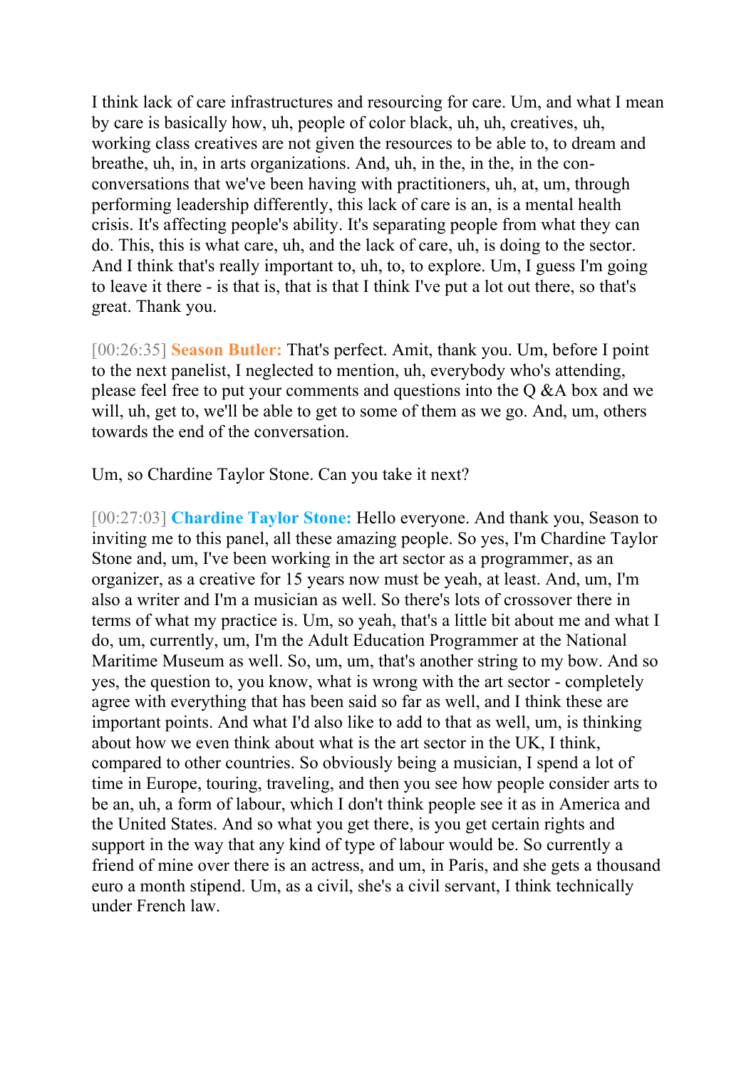I think lack of care infrastructures and resourcing for care. Um, and what I mean by care is basically how, uh, people of color black, uh, uh, creatives, uh, working class creatives are not given the resources to be able to, to dream and breathe, uh, in, in arts organizations. And, uh, in the, in the, in the con-conversations that we've been having with practitioners, uh, at, um, through performing leadership differently, this lack of care is an, is a mental health crisis. It's affecting people's ability. It's separating people from what they can do. This, this is what care, uh, and the lack of care, uh, is doing to the sector. And I think that's really important to, uh, to, to explore. Um, I guess I'm going to leave it there - is that is, that is that I think I've put a lot out there, so that's great. Thank you.

[00:26:35] **Season Butler:** That's perfect. Amit, thank you. Um, before I point to the next panelist, I neglected to mention, uh, everybody who's attending, please feel free to put your comments and questions into the Q &A box and we will, uh, get to, we'll be able to get to some of them as we go. And, um, others towards the end of the conversation.

Um, so Chardine Taylor Stone. Can you take it next?

[00:27:03] **Chardine Taylor Stone:** Hello everyone. And thank you, Season to inviting me to this panel, all these amazing people. So yes, I'm Chardine Taylor Stone and, um, I've been working in the art sector as a programmer, as an organizer, as a creative for 15 years now must be yeah, at least. And, um, I'm also a writer and I'm a musician as well. So there's lots of crossover there in terms of what my practice is. Um, so yeah, that's a little bit about me and what I do, um, currently, um, I'm the Adult Education Programmer at the National Maritime Museum as well. So, um, um, that's another string to my bow. And so yes, the question to, you know, what is wrong with the art sector - completely agree with everything that has been said so far as well, and I think these are important points. And what I'd also like to add to that as well, um, is thinking about how we even think about what is the art sector in the UK, I think, compared to other countries. So obviously being a musician, I spend a lot of time in Europe, touring, traveling, and then you see how people consider arts to be an, uh, a form of labour, which I don't think people see it as in America and the United States. And so what you get there, is you get certain rights and support in the way that any kind of type of labour would be. So currently a friend of mine over there is an actress, and um, in Paris, and she gets a thousand euro a month stipend. Um, as a civil, she's a civil servant, I think technically under French law.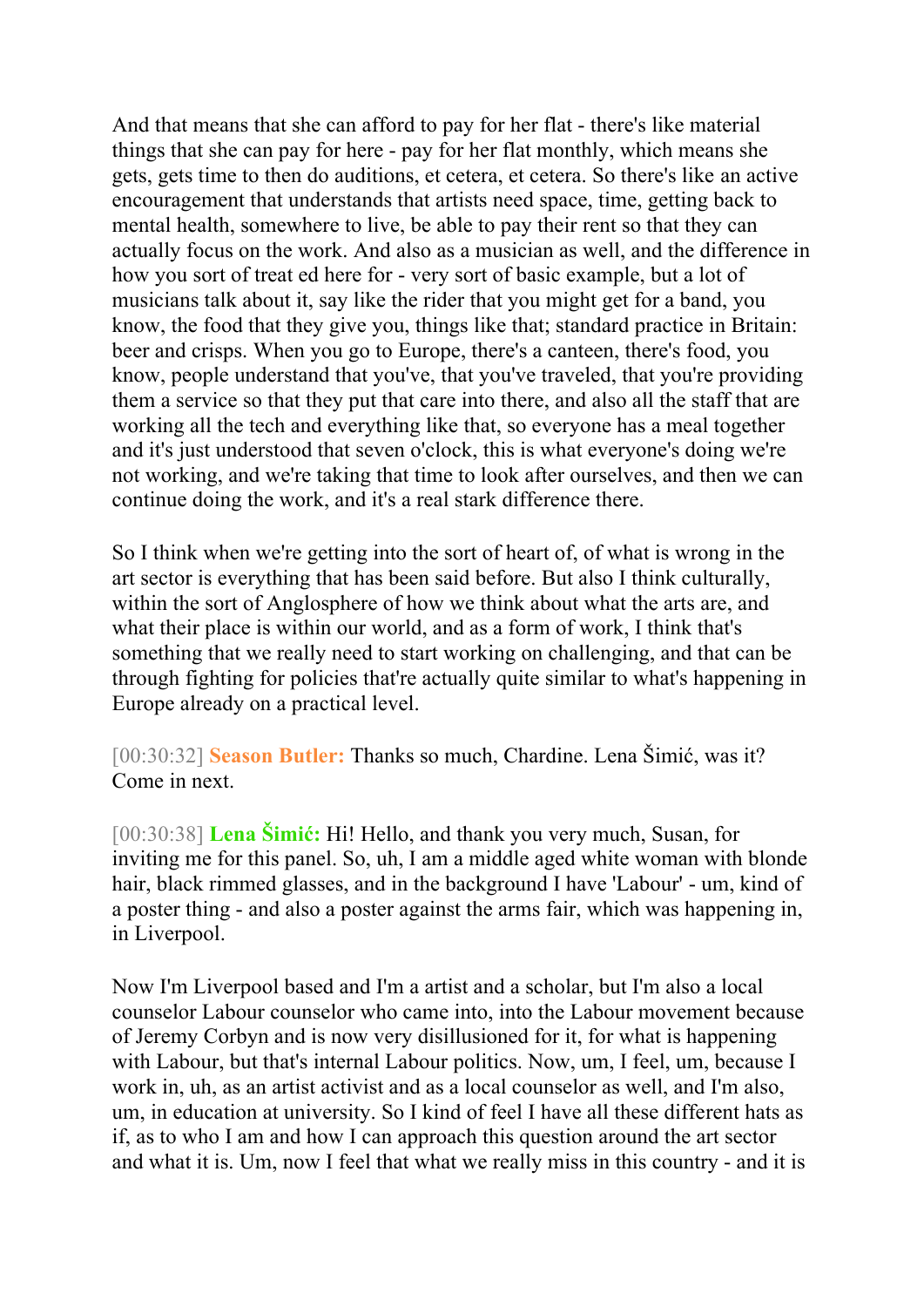And that means that she can afford to pay for her flat - there's like material things that she can pay for here - pay for her flat monthly, which means she gets, gets time to then do auditions, et cetera, et cetera. So there's like an active encouragement that understands that artists need space, time, getting back to mental health, somewhere to live, be able to pay their rent so that they can actually focus on the work. And also as a musician as well, and the difference in how you sort of treat ed here for - very sort of basic example, but a lot of musicians talk about it, say like the rider that you might get for a band, you know, the food that they give you, things like that; standard practice in Britain: beer and crisps. When you go to Europe, there's a canteen, there's food, you know, people understand that you've, that you've traveled, that you're providing them a service so that they put that care into there, and also all the staff that are working all the tech and everything like that, so everyone has a meal together and it's just understood that seven o'clock, this is what everyone's doing we're not working, and we're taking that time to look after ourselves, and then we can continue doing the work, and it's a real stark difference there.

So I think when we're getting into the sort of heart of, of what is wrong in the art sector is everything that has been said before. But also I think culturally, within the sort of Anglosphere of how we think about what the arts are, and what their place is within our world, and as a form of work, I think that's something that we really need to start working on challenging, and that can be through fighting for policies that're actually quite similar to what's happening in Europe already on a practical level.

[00:30:32] **Season Butler:** Thanks so much, Chardine. Lena Šimić, was it? Come in next.

[00:30:38] **Lena Šimić:** Hi! Hello, and thank you very much, Susan, for inviting me for this panel. So, uh, I am a middle aged white woman with blonde hair, black rimmed glasses, and in the background I have 'Labour' - um, kind of a poster thing - and also a poster against the arms fair, which was happening in, in Liverpool.

Now I'm Liverpool based and I'm a artist and a scholar, but I'm also a local counselor Labour counselor who came into, into the Labour movement because of Jeremy Corbyn and is now very disillusioned for it, for what is happening with Labour, but that's internal Labour politics. Now, um, I feel, um, because I work in, uh, as an artist activist and as a local counselor as well, and I'm also, um, in education at university. So I kind of feel I have all these different hats as if, as to who I am and how I can approach this question around the art sector and what it is. Um, now I feel that what we really miss in this country - and it is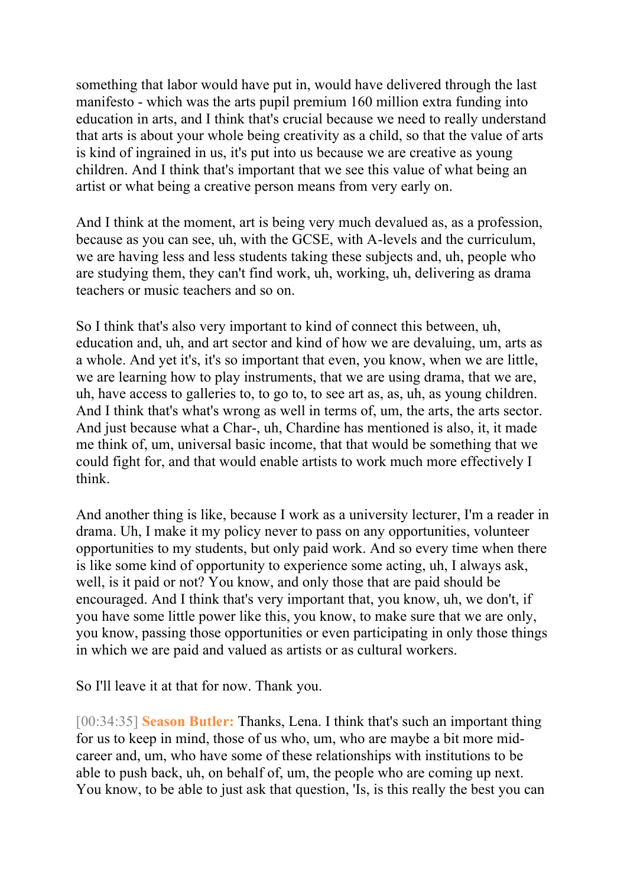something that labor would have put in, would have delivered through the last manifesto - which was the arts pupil premium 160 million extra funding into education in arts, and I think that's crucial because we need to really understand that arts is about your whole being creativity as a child, so that the value of arts is kind of ingrained in us, it's put into us because we are creative as young children. And I think that's important that we see this value of what being an artist or what being a creative person means from very early on.

And I think at the moment, art is being very much devalued as, as a profession, because as you can see, uh, with the GCSE, with A-levels and the curriculum, we are having less and less students taking these subjects and, uh, people who are studying them, they can't find work, uh, working, uh, delivering as drama teachers or music teachers and so on.

So I think that's also very important to kind of connect this between, uh, education and, uh, and art sector and kind of how we are devaluing, um, arts as a whole. And yet it's, it's so important that even, you know, when we are little, we are learning how to play instruments, that we are using drama, that we are, uh, have access to galleries to, to go to, to see art as, as, uh, as young children. And I think that's what's wrong as well in terms of, um, the arts, the arts sector. And just because what a Char-, uh, Chardine has mentioned is also, it, it made me think of, um, universal basic income, that that would be something that we could fight for, and that would enable artists to work much more effectively I think.

And another thing is like, because I work as a university lecturer, I'm a reader in drama. Uh, I make it my policy never to pass on any opportunities, volunteer opportunities to my students, but only paid work. And so every time when there is like some kind of opportunity to experience some acting, uh, I always ask, well, is it paid or not? You know, and only those that are paid should be encouraged. And I think that's very important that, you know, uh, we don't, if you have some little power like this, you know, to make sure that we are only, you know, passing those opportunities or even participating in only those things in which we are paid and valued as artists or as cultural workers.

So I'll leave it at that for now. Thank you.

[00:34:35] **Season Butler:** Thanks, Lena. I think that's such an important thing for us to keep in mind, those of us who, um, who are maybe a bit more mid-career and, um, who have some of these relationships with institutions to be able to push back, uh, on behalf of, um, the people who are coming up next. You know, to be able to just ask that question, 'Is, is this really the best you can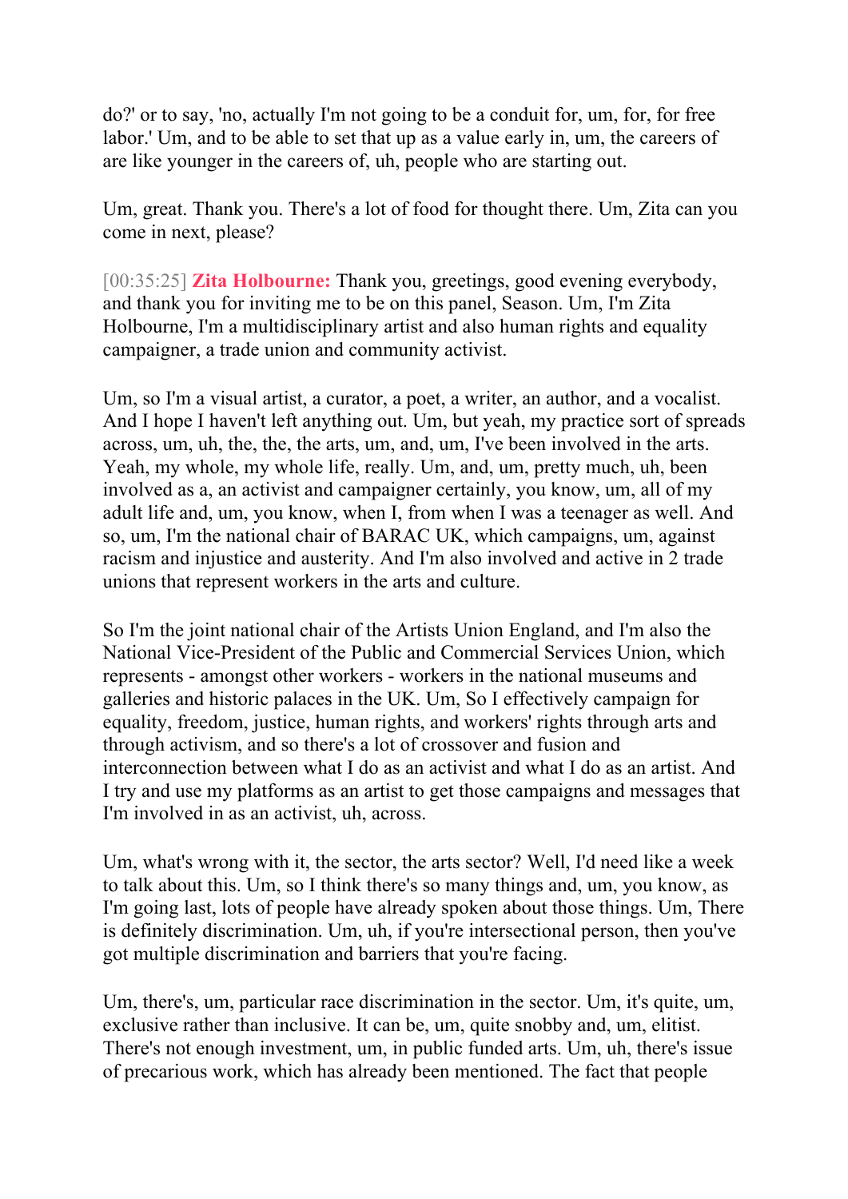do?' or to say, 'no, actually I'm not going to be a conduit for, um, for, for free labor.' Um, and to be able to set that up as a value early in, um, the careers of are like younger in the careers of, uh, people who are starting out.

Um, great. Thank you. There's a lot of food for thought there. Um, Zita can you come in next, please?

[00:35:25] **Zita Holbourne:** Thank you, greetings, good evening everybody, and thank you for inviting me to be on this panel, Season. Um, I'm Zita Holbourne, I'm a multidisciplinary artist and also human rights and equality campaigner, a trade union and community activist.

Um, so I'm a visual artist, a curator, a poet, a writer, an author, and a vocalist. And I hope I haven't left anything out. Um, but yeah, my practice sort of spreads across, um, uh, the, the, the arts, um, and, um, I've been involved in the arts. Yeah, my whole, my whole life, really. Um, and, um, pretty much, uh, been involved as a, an activist and campaigner certainly, you know, um, all of my adult life and, um, you know, when I, from when I was a teenager as well. And so, um, I'm the national chair of BARAC UK, which campaigns, um, against racism and injustice and austerity. And I'm also involved and active in 2 trade unions that represent workers in the arts and culture.

So I'm the joint national chair of the Artists Union England, and I'm also the National Vice-President of the Public and Commercial Services Union, which represents - amongst other workers - workers in the national museums and galleries and historic palaces in the UK. Um, So I effectively campaign for equality, freedom, justice, human rights, and workers' rights through arts and through activism, and so there's a lot of crossover and fusion and interconnection between what I do as an activist and what I do as an artist. And I try and use my platforms as an artist to get those campaigns and messages that I'm involved in as an activist, uh, across.

Um, what's wrong with it, the sector, the arts sector? Well, I'd need like a week to talk about this. Um, so I think there's so many things and, um, you know, as I'm going last, lots of people have already spoken about those things. Um, There is definitely discrimination. Um, uh, if you're intersectional person, then you've got multiple discrimination and barriers that you're facing.

Um, there's, um, particular race discrimination in the sector. Um, it's quite, um, exclusive rather than inclusive. It can be, um, quite snobby and, um, elitist. There's not enough investment, um, in public funded arts. Um, uh, there's issue of precarious work, which has already been mentioned. The fact that people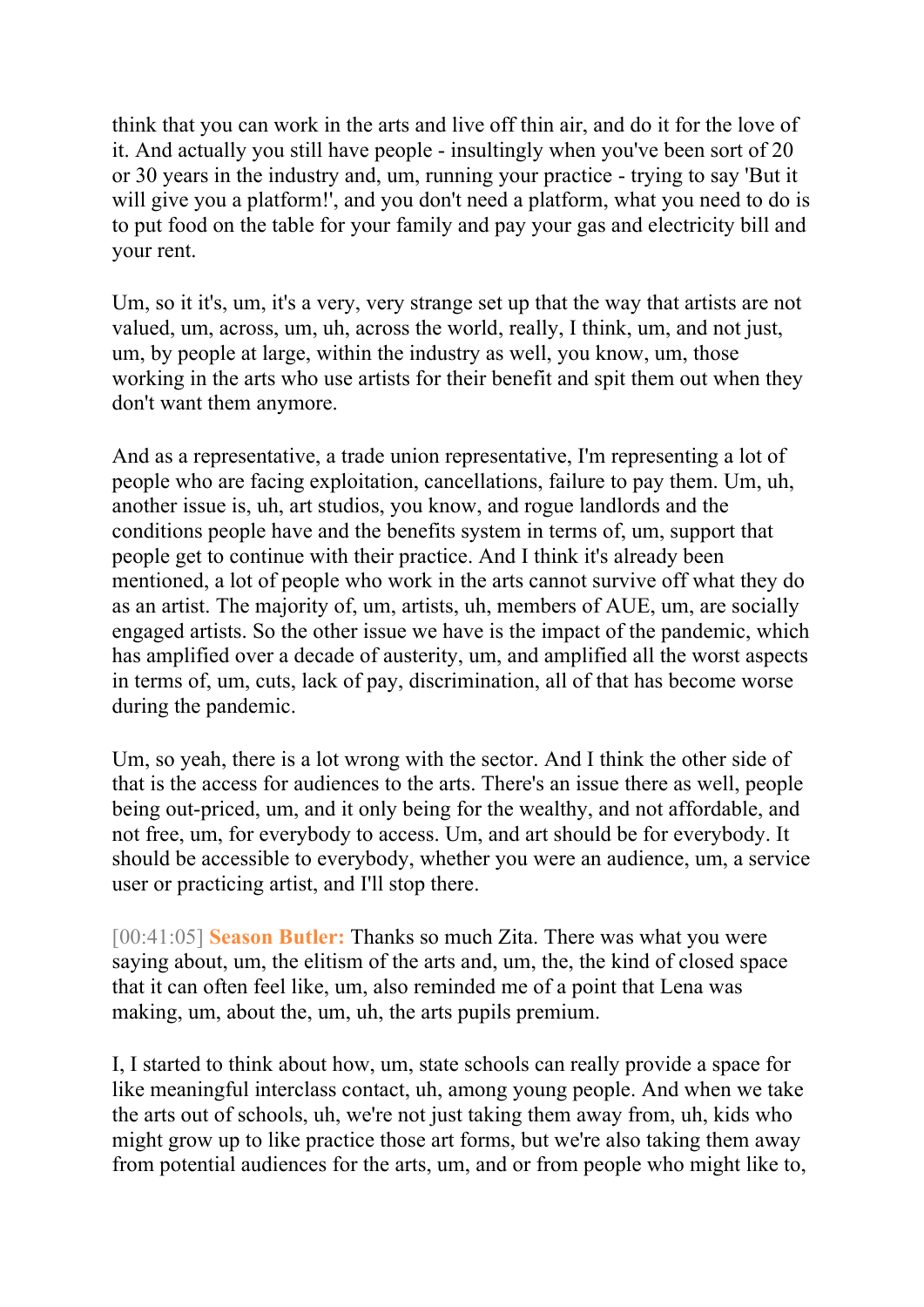think that you can work in the arts and live off thin air, and do it for the love of it. And actually you still have people - insultingly when you've been sort of 20 or 30 years in the industry and, um, running your practice - trying to say 'But it will give you a platform!', and you don't need a platform, what you need to do is to put food on the table for your family and pay your gas and electricity bill and your rent.

Um, so it it's, um, it's a very, very strange set up that the way that artists are not valued, um, across, um, uh, across the world, really, I think, um, and not just, um, by people at large, within the industry as well, you know, um, those working in the arts who use artists for their benefit and spit them out when they don't want them anymore.

And as a representative, a trade union representative, I'm representing a lot of people who are facing exploitation, cancellations, failure to pay them. Um, uh, another issue is, uh, art studios, you know, and rogue landlords and the conditions people have and the benefits system in terms of, um, support that people get to continue with their practice. And I think it's already been mentioned, a lot of people who work in the arts cannot survive off what they do as an artist. The majority of, um, artists, uh, members of AUE, um, are socially engaged artists. So the other issue we have is the impact of the pandemic, which has amplified over a decade of austerity, um, and amplified all the worst aspects in terms of, um, cuts, lack of pay, discrimination, all of that has become worse during the pandemic.

Um, so yeah, there is a lot wrong with the sector. And I think the other side of that is the access for audiences to the arts. There's an issue there as well, people being out-priced, um, and it only being for the wealthy, and not affordable, and not free, um, for everybody to access. Um, and art should be for everybody. It should be accessible to everybody, whether you were an audience, um, a service user or practicing artist, and I'll stop there.

[00:41:05] **Season Butler:** Thanks so much Zita. There was what you were saying about, um, the elitism of the arts and, um, the, the kind of closed space that it can often feel like, um, also reminded me of a point that Lena was making, um, about the, um, uh, the arts pupils premium.

I, I started to think about how, um, state schools can really provide a space for like meaningful interclass contact, uh, among young people. And when we take the arts out of schools, uh, we're not just taking them away from, uh, kids who might grow up to like practice those art forms, but we're also taking them away from potential audiences for the arts, um, and or from people who might like to,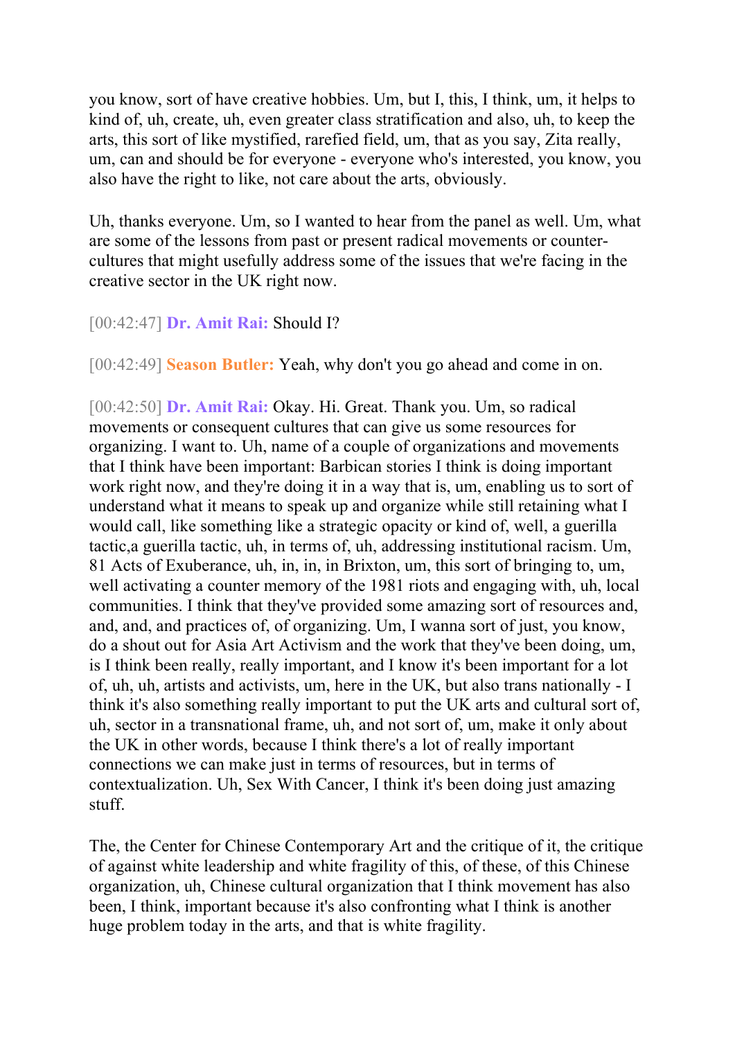you know, sort of have creative hobbies. Um, but I, this, I think, um, it helps to kind of, uh, create, uh, even greater class stratification and also, uh, to keep the arts, this sort of like mystified, rarefied field, um, that as you say, Zita really, um, can and should be for everyone - everyone who's interested, you know, you also have the right to like, not care about the arts, obviously.

Uh, thanks everyone. Um, so I wanted to hear from the panel as well. Um, what are some of the lessons from past or present radical movements or counter-cultures that might usefully address some of the issues that we're facing in the creative sector in the UK right now.

[00:42:47] **Dr. Amit Rai:** Should I?

[00:42:49] **Season Butler:** Yeah, why don't you go ahead and come in on.

[00:42:50] **Dr. Amit Rai:** Okay. Hi. Great. Thank you. Um, so radical movements or consequent cultures that can give us some resources for organizing. I want to. Uh, name of a couple of organizations and movements that I think have been important: Barbican stories I think is doing important work right now, and they're doing it in a way that is, um, enabling us to sort of understand what it means to speak up and organize while still retaining what I would call, like something like a strategic opacity or kind of, well, a guerilla tactic,a guerilla tactic, uh, in terms of, uh, addressing institutional racism. Um, 81 Acts of Exuberance, uh, in, in, in Brixton, um, this sort of bringing to, um, well activating a counter memory of the 1981 riots and engaging with, uh, local communities. I think that they've provided some amazing sort of resources and, and, and, and practices of, of organizing. Um, I wanna sort of just, you know, do a shout out for Asia Art Activism and the work that they've been doing, um, is I think been really, really important, and I know it's been important for a lot of, uh, uh, artists and activists, um, here in the UK, but also trans nationally - I think it's also something really important to put the UK arts and cultural sort of, uh, sector in a transnational frame, uh, and not sort of, um, make it only about the UK in other words, because I think there's a lot of really important connections we can make just in terms of resources, but in terms of contextualization. Uh, Sex With Cancer, I think it's been doing just amazing stuff.

The, the Center for Chinese Contemporary Art and the critique of it, the critique of against white leadership and white fragility of this, of these, of this Chinese organization, uh, Chinese cultural organization that I think movement has also been, I think, important because it's also confronting what I think is another huge problem today in the arts, and that is white fragility.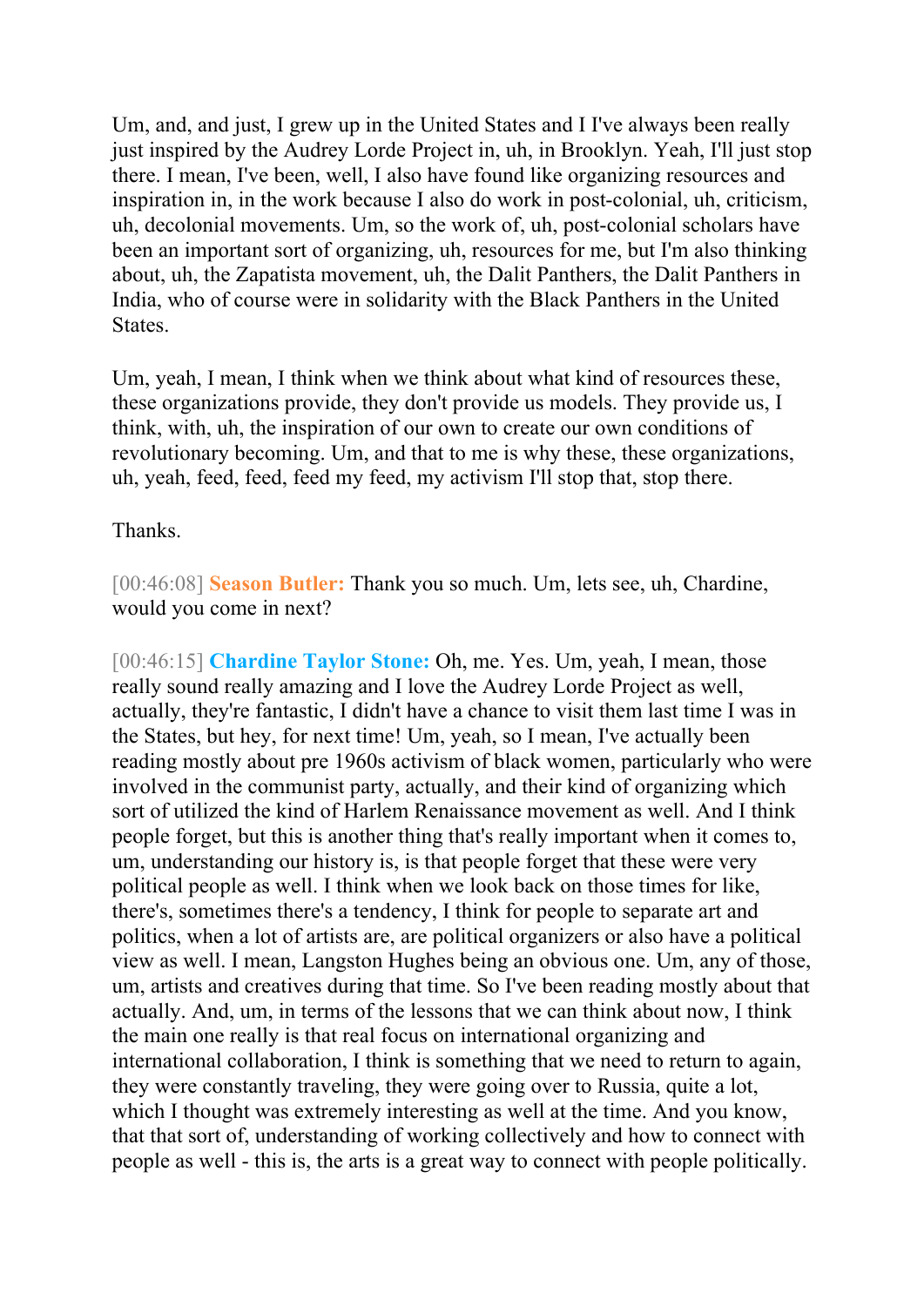Um, and, and just, I grew up in the United States and I I've always been really just inspired by the Audrey Lorde Project in, uh, in Brooklyn. Yeah, I'll just stop there. I mean, I've been, well, I also have found like organizing resources and inspiration in, in the work because I also do work in post-colonial, uh, criticism, uh, decolonial movements. Um, so the work of, uh, post-colonial scholars have been an important sort of organizing, uh, resources for me, but I'm also thinking about, uh, the Zapatista movement, uh, the Dalit Panthers, the Dalit Panthers in India, who of course were in solidarity with the Black Panthers in the United States.

Um, yeah, I mean, I think when we think about what kind of resources these, these organizations provide, they don't provide us models. They provide us, I think, with, uh, the inspiration of our own to create our own conditions of revolutionary becoming. Um, and that to me is why these, these organizations, uh, yeah, feed, feed, feed my feed, my activism I'll stop that, stop there.

Thanks.

[00:46:08] **Season Butler:** Thank you so much. Um, lets see, uh, Chardine, would you come in next?

[00:46:15] **Chardine Taylor Stone:** Oh, me. Yes. Um, yeah, I mean, those really sound really amazing and I love the Audrey Lorde Project as well, actually, they're fantastic, I didn't have a chance to visit them last time I was in the States, but hey, for next time! Um, yeah, so I mean, I've actually been reading mostly about pre 1960s activism of black women, particularly who were involved in the communist party, actually, and their kind of organizing which sort of utilized the kind of Harlem Renaissance movement as well. And I think people forget, but this is another thing that's really important when it comes to, um, understanding our history is, is that people forget that these were very political people as well. I think when we look back on those times for like, there's, sometimes there's a tendency, I think for people to separate art and politics, when a lot of artists are, are political organizers or also have a political view as well. I mean, Langston Hughes being an obvious one. Um, any of those, um, artists and creatives during that time. So I've been reading mostly about that actually. And, um, in terms of the lessons that we can think about now, I think the main one really is that real focus on international organizing and international collaboration, I think is something that we need to return to again, they were constantly traveling, they were going over to Russia, quite a lot, which I thought was extremely interesting as well at the time. And you know, that that sort of, understanding of working collectively and how to connect with people as well - this is, the arts is a great way to connect with people politically.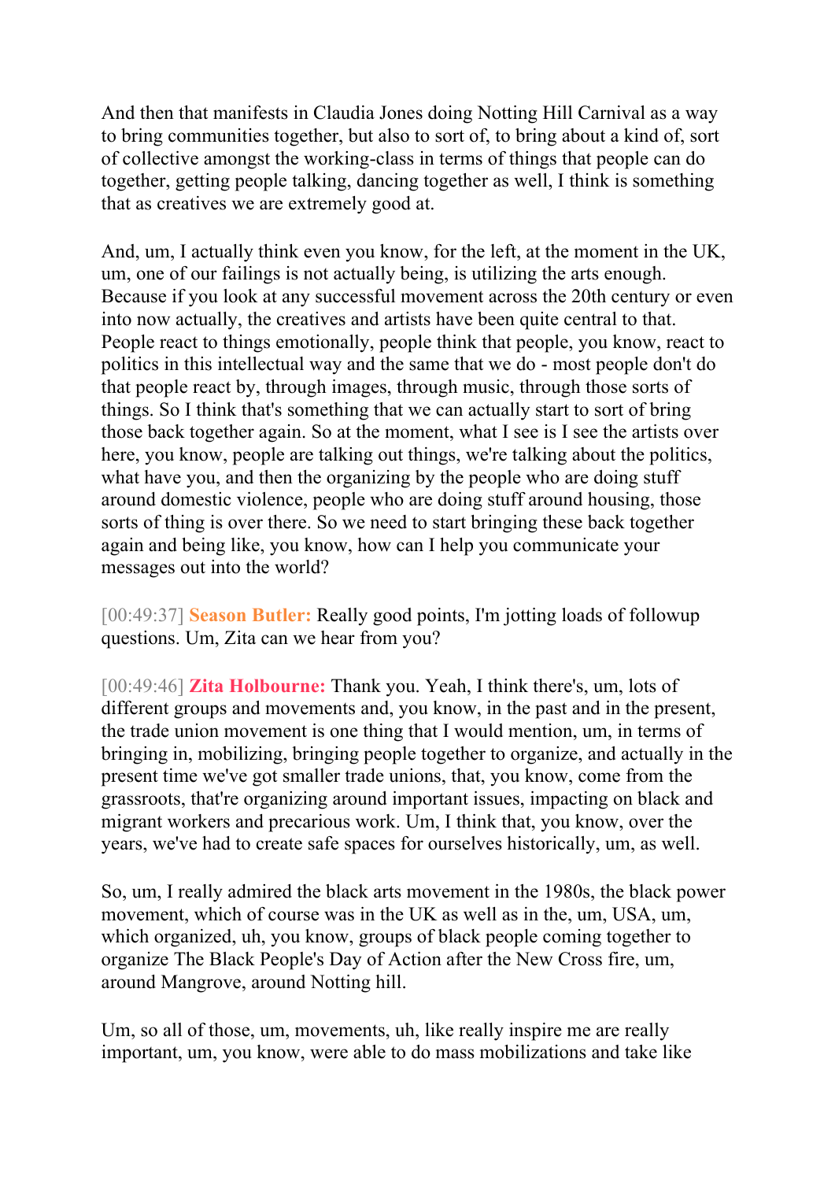And then that manifests in Claudia Jones doing Notting Hill Carnival as a way to bring communities together, but also to sort of, to bring about a kind of, sort of collective amongst the working-class in terms of things that people can do together, getting people talking, dancing together as well, I think is something that as creatives we are extremely good at.

And, um, I actually think even you know, for the left, at the moment in the UK, um, one of our failings is not actually being, is utilizing the arts enough. Because if you look at any successful movement across the 20th century or even into now actually, the creatives and artists have been quite central to that. People react to things emotionally, people think that people, you know, react to politics in this intellectual way and the same that we do - most people don't do that people react by, through images, through music, through those sorts of things. So I think that's something that we can actually start to sort of bring those back together again. So at the moment, what I see is I see the artists over here, you know, people are talking out things, we're talking about the politics, what have you, and then the organizing by the people who are doing stuff around domestic violence, people who are doing stuff around housing, those sorts of thing is over there. So we need to start bringing these back together again and being like, you know, how can I help you communicate your messages out into the world?

[00:49:37] **Season Butler:** Really good points, I'm jotting loads of followup questions. Um, Zita can we hear from you?

[00:49:46] **Zita Holbourne:** Thank you. Yeah, I think there's, um, lots of different groups and movements and, you know, in the past and in the present, the trade union movement is one thing that I would mention, um, in terms of bringing in, mobilizing, bringing people together to organize, and actually in the present time we've got smaller trade unions, that, you know, come from the grassroots, that're organizing around important issues, impacting on black and migrant workers and precarious work. Um, I think that, you know, over the years, we've had to create safe spaces for ourselves historically, um, as well.

So, um, I really admired the black arts movement in the 1980s, the black power movement, which of course was in the UK as well as in the, um, USA, um, which organized, uh, you know, groups of black people coming together to organize The Black People's Day of Action after the New Cross fire, um, around Mangrove, around Notting hill.

Um, so all of those, um, movements, uh, like really inspire me are really important, um, you know, were able to do mass mobilizations and take like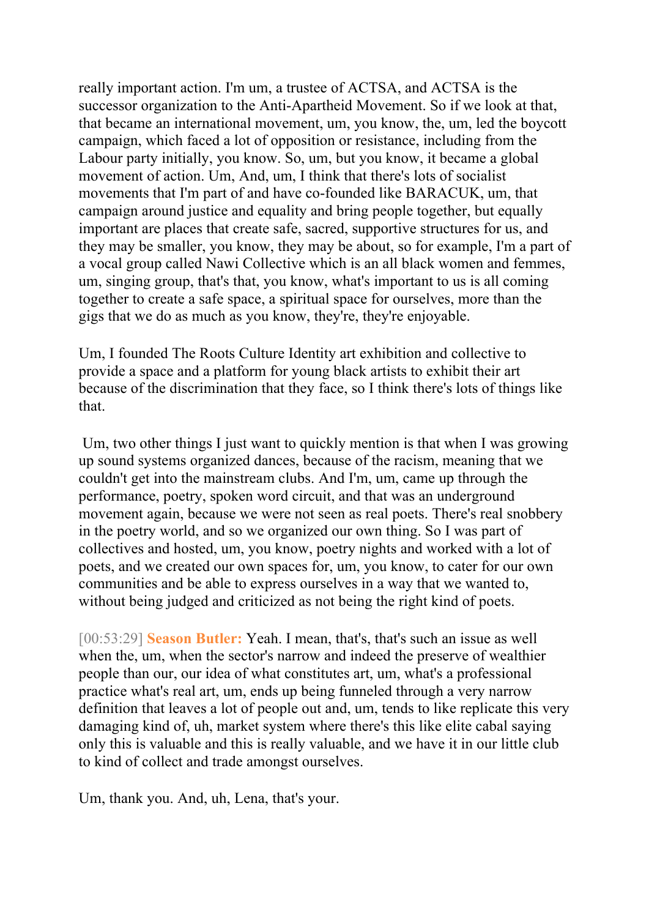really important action. I'm um, a trustee of ACTSA, and ACTSA is the successor organization to the Anti-Apartheid Movement. So if we look at that, that became an international movement, um, you know, the, um, led the boycott campaign, which faced a lot of opposition or resistance, including from the Labour party initially, you know. So, um, but you know, it became a global movement of action. Um, And, um, I think that there's lots of socialist movements that I'm part of and have co-founded like BARACUK, um, that campaign around justice and equality and bring people together, but equally important are places that create safe, sacred, supportive structures for us, and they may be smaller, you know, they may be about, so for example, I'm a part of a vocal group called Nawi Collective which is an all black women and femmes, um, singing group, that's that, you know, what's important to us is all coming together to create a safe space, a spiritual space for ourselves, more than the gigs that we do as much as you know, they're, they're enjoyable.

Um, I founded The Roots Culture Identity art exhibition and collective to provide a space and a platform for young black artists to exhibit their art because of the discrimination that they face, so I think there's lots of things like that.

Um, two other things I just want to quickly mention is that when I was growing up sound systems organized dances, because of the racism, meaning that we couldn't get into the mainstream clubs. And I'm, um, came up through the performance, poetry, spoken word circuit, and that was an underground movement again, because we were not seen as real poets. There's real snobbery in the poetry world, and so we organized our own thing. So I was part of collectives and hosted, um, you know, poetry nights and worked with a lot of poets, and we created our own spaces for, um, you know, to cater for our own communities and be able to express ourselves in a way that we wanted to, without being judged and criticized as not being the right kind of poets.

[00:53:29] **Season Butler:** Yeah. I mean, that's, that's such an issue as well when the, um, when the sector's narrow and indeed the preserve of wealthier people than our, our idea of what constitutes art, um, what's a professional practice what's real art, um, ends up being funneled through a very narrow definition that leaves a lot of people out and, um, tends to like replicate this very damaging kind of, uh, market system where there's this like elite cabal saying only this is valuable and this is really valuable, and we have it in our little club to kind of collect and trade amongst ourselves.

Um, thank you. And, uh, Lena, that's your.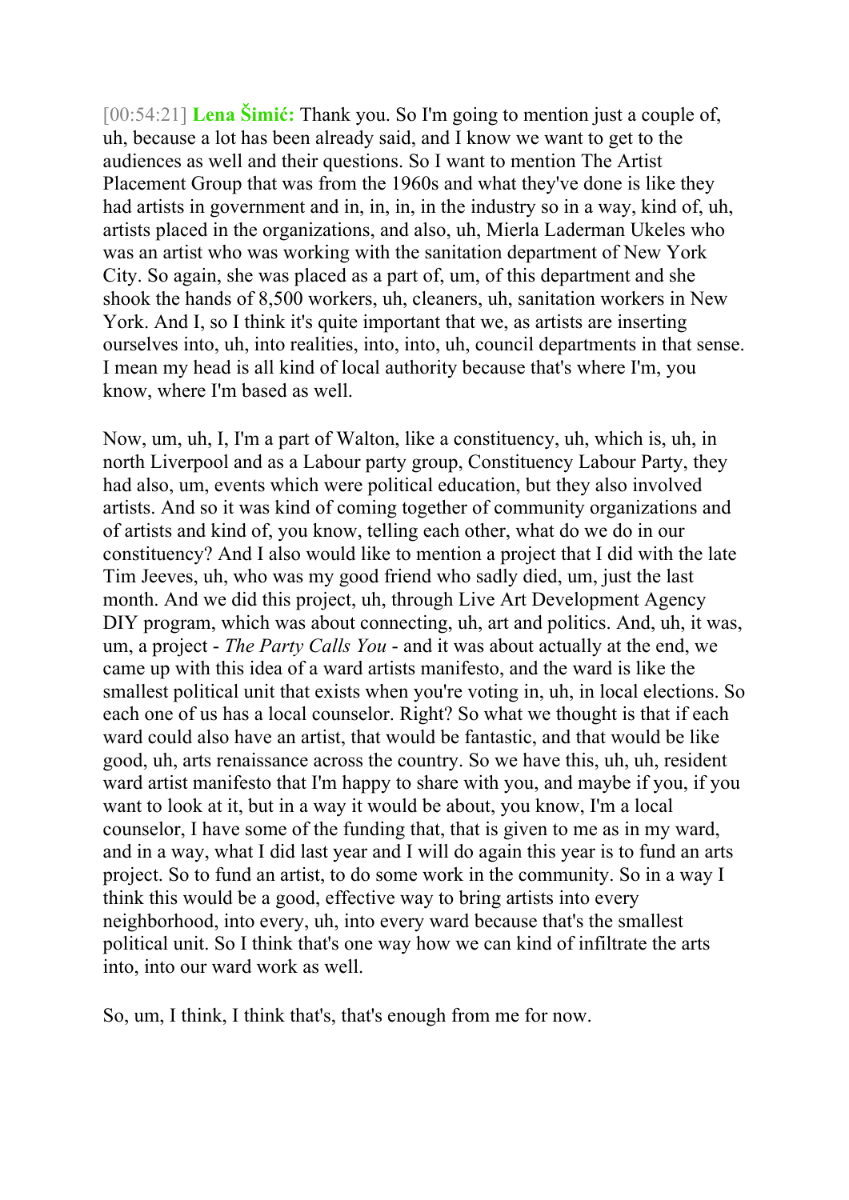[00:54:21] **Lena Šimić:** Thank you. So I'm going to mention just a couple of, uh, because a lot has been already said, and I know we want to get to the audiences as well and their questions. So I want to mention The Artist Placement Group that was from the 1960s and what they've done is like they had artists in government and in, in, in, in the industry so in a way, kind of, uh, artists placed in the organizations, and also, uh, Mierla Laderman Ukeles who was an artist who was working with the sanitation department of New York City. So again, she was placed as a part of, um, of this department and she shook the hands of 8,500 workers, uh, cleaners, uh, sanitation workers in New York. And I, so I think it's quite important that we, as artists are inserting ourselves into, uh, into realities, into, into, uh, council departments in that sense. I mean my head is all kind of local authority because that's where I'm, you know, where I'm based as well.

Now, um, uh, I, I'm a part of Walton, like a constituency, uh, which is, uh, in north Liverpool and as a Labour party group, Constituency Labour Party, they had also, um, events which were political education, but they also involved artists. And so it was kind of coming together of community organizations and of artists and kind of, you know, telling each other, what do we do in our constituency? And I also would like to mention a project that I did with the late Tim Jeeves, uh, who was my good friend who sadly died, um, just the last month. And we did this project, uh, through Live Art Development Agency DIY program, which was about connecting, uh, art and politics. And, uh, it was, um, a project - *The Party Calls You* - and it was about actually at the end, we came up with this idea of a ward artists manifesto, and the ward is like the smallest political unit that exists when you're voting in, uh, in local elections. So each one of us has a local counselor. Right? So what we thought is that if each ward could also have an artist, that would be fantastic, and that would be like good, uh, arts renaissance across the country. So we have this, uh, uh, resident ward artist manifesto that I'm happy to share with you, and maybe if you, if you want to look at it, but in a way it would be about, you know, I'm a local counselor, I have some of the funding that, that is given to me as in my ward, and in a way, what I did last year and I will do again this year is to fund an arts project. So to fund an artist, to do some work in the community. So in a way I think this would be a good, effective way to bring artists into every neighborhood, into every, uh, into every ward because that's the smallest political unit. So I think that's one way how we can kind of infiltrate the arts into, into our ward work as well.

So, um, I think, I think that's, that's enough from me for now.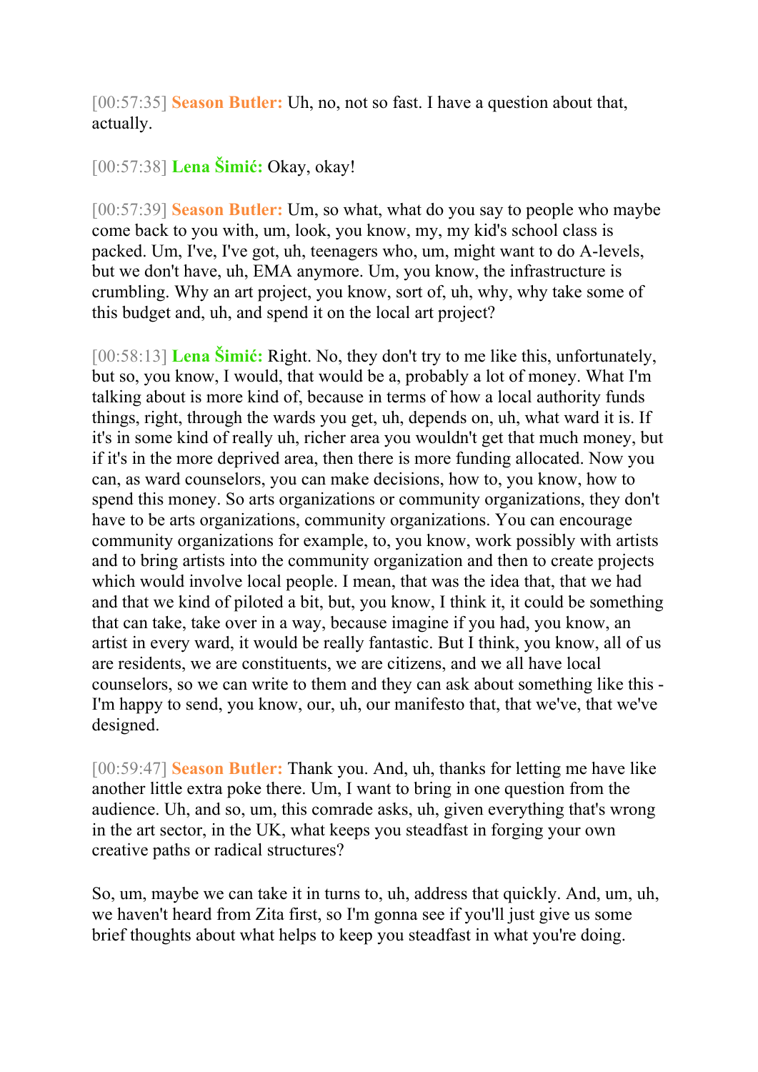[00:57:35] **Season Butler:** Uh, no, not so fast. I have a question about that, actually.

[00:57:38] **Lena Šimić:** Okay, okay!

[00:57:39] **Season Butler:** Um, so what, what do you say to people who maybe come back to you with, um, look, you know, my, my kid's school class is packed. Um, I've, I've got, uh, teenagers who, um, might want to do A-levels, but we don't have, uh, EMA anymore. Um, you know, the infrastructure is crumbling. Why an art project, you know, sort of, uh, why, why take some of this budget and, uh, and spend it on the local art project?

[00:58:13] **Lena Šimić:** Right. No, they don't try to me like this, unfortunately, but so, you know, I would, that would be a, probably a lot of money. What I'm talking about is more kind of, because in terms of how a local authority funds things, right, through the wards you get, uh, depends on, uh, what ward it is. If it's in some kind of really uh, richer area you wouldn't get that much money, but if it's in the more deprived area, then there is more funding allocated. Now you can, as ward counselors, you can make decisions, how to, you know, how to spend this money. So arts organizations or community organizations, they don't have to be arts organizations, community organizations. You can encourage community organizations for example, to, you know, work possibly with artists and to bring artists into the community organization and then to create projects which would involve local people. I mean, that was the idea that, that we had and that we kind of piloted a bit, but, you know, I think it, it could be something that can take, take over in a way, because imagine if you had, you know, an artist in every ward, it would be really fantastic. But I think, you know, all of us are residents, we are constituents, we are citizens, and we all have local counselors, so we can write to them and they can ask about something like this - I'm happy to send, you know, our, uh, our manifesto that, that we've, that we've designed.

[00:59:47] **Season Butler:** Thank you. And, uh, thanks for letting me have like another little extra poke there. Um, I want to bring in one question from the audience. Uh, and so, um, this comrade asks, uh, given everything that's wrong in the art sector, in the UK, what keeps you steadfast in forging your own creative paths or radical structures?

So, um, maybe we can take it in turns to, uh, address that quickly. And, um, uh, we haven't heard from Zita first, so I'm gonna see if you'll just give us some brief thoughts about what helps to keep you steadfast in what you're doing.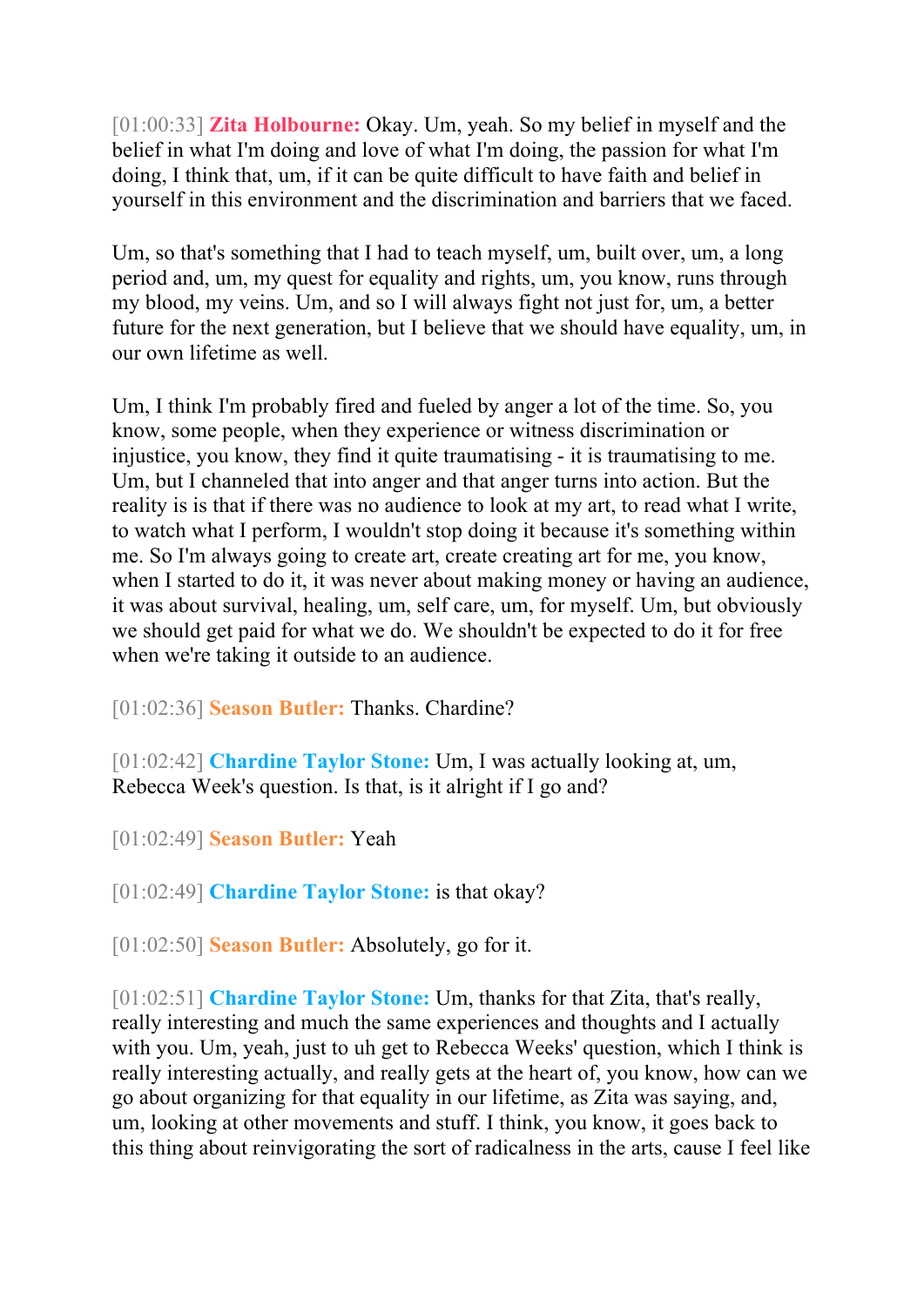[01:00:33] **Zita Holbourne:** Okay. Um, yeah. So my belief in myself and the belief in what I'm doing and love of what I'm doing, the passion for what I'm doing, I think that, um, if it can be quite difficult to have faith and belief in yourself in this environment and the discrimination and barriers that we faced.

Um, so that's something that I had to teach myself, um, built over, um, a long period and, um, my quest for equality and rights, um, you know, runs through my blood, my veins. Um, and so I will always fight not just for, um, a better future for the next generation, but I believe that we should have equality, um, in our own lifetime as well.

Um, I think I'm probably fired and fueled by anger a lot of the time. So, you know, some people, when they experience or witness discrimination or injustice, you know, they find it quite traumatising - it is traumatising to me. Um, but I channeled that into anger and that anger turns into action. But the reality is is that if there was no audience to look at my art, to read what I write, to watch what I perform, I wouldn't stop doing it because it's something within me. So I'm always going to create art, create creating art for me, you know, when I started to do it, it was never about making money or having an audience, it was about survival, healing, um, self care, um, for myself. Um, but obviously we should get paid for what we do. We shouldn't be expected to do it for free when we're taking it outside to an audience.

[01:02:36] **Season Butler:** Thanks. Chardine?

[01:02:42] **Chardine Taylor Stone:** Um, I was actually looking at, um, Rebecca Week's question. Is that, is it alright if I go and?

[01:02:49] **Season Butler:** Yeah

[01:02:49] **Chardine Taylor Stone:** is that okay?

[01:02:50] **Season Butler:** Absolutely, go for it.

[01:02:51] **Chardine Taylor Stone:** Um, thanks for that Zita, that's really, really interesting and much the same experiences and thoughts and I actually with you. Um, yeah, just to uh get to Rebecca Weeks' question, which I think is really interesting actually, and really gets at the heart of, you know, how can we go about organizing for that equality in our lifetime, as Zita was saying, and, um, looking at other movements and stuff. I think, you know, it goes back to this thing about reinvigorating the sort of radicalness in the arts, cause I feel like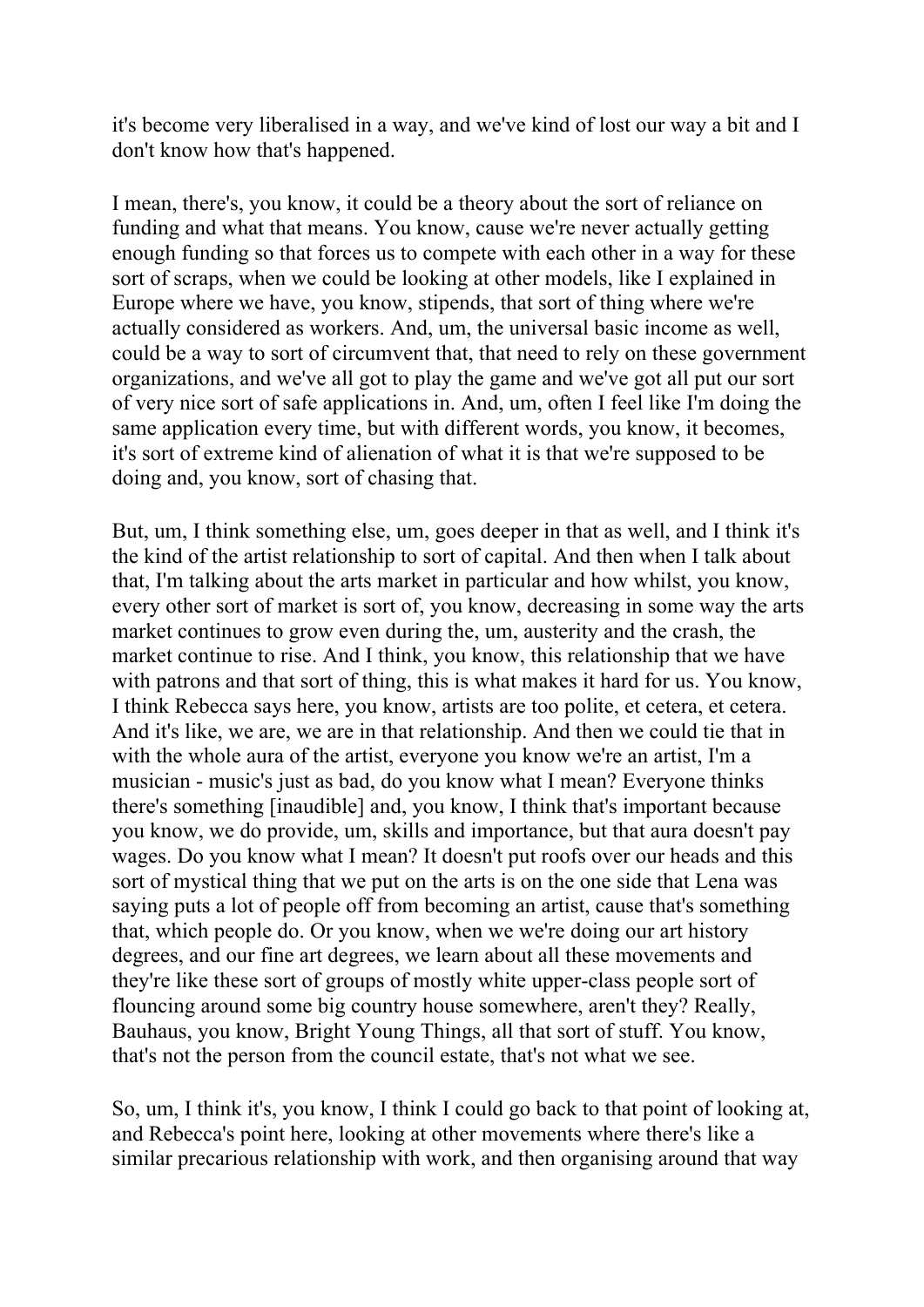it's become very liberalised in a way, and we've kind of lost our way a bit and I don't know how that's happened.

I mean, there's, you know, it could be a theory about the sort of reliance on funding and what that means. You know, cause we're never actually getting enough funding so that forces us to compete with each other in a way for these sort of scraps, when we could be looking at other models, like I explained in Europe where we have, you know, stipends, that sort of thing where we're actually considered as workers. And, um, the universal basic income as well, could be a way to sort of circumvent that, that need to rely on these government organizations, and we've all got to play the game and we've got all put our sort of very nice sort of safe applications in. And, um, often I feel like I'm doing the same application every time, but with different words, you know, it becomes, it's sort of extreme kind of alienation of what it is that we're supposed to be doing and, you know, sort of chasing that.

But, um, I think something else, um, goes deeper in that as well, and I think it's the kind of the artist relationship to sort of capital. And then when I talk about that, I'm talking about the arts market in particular and how whilst, you know, every other sort of market is sort of, you know, decreasing in some way the arts market continues to grow even during the, um, austerity and the crash, the market continue to rise. And I think, you know, this relationship that we have with patrons and that sort of thing, this is what makes it hard for us. You know, I think Rebecca says here, you know, artists are too polite, et cetera, et cetera. And it's like, we are, we are in that relationship. And then we could tie that in with the whole aura of the artist, everyone you know we're an artist, I'm a musician - music's just as bad, do you know what I mean? Everyone thinks there's something [inaudible] and, you know, I think that's important because you know, we do provide, um, skills and importance, but that aura doesn't pay wages. Do you know what I mean? It doesn't put roofs over our heads and this sort of mystical thing that we put on the arts is on the one side that Lena was saying puts a lot of people off from becoming an artist, cause that's something that, which people do. Or you know, when we we're doing our art history degrees, and our fine art degrees, we learn about all these movements and they're like these sort of groups of mostly white upper-class people sort of flouncing around some big country house somewhere, aren't they? Really, Bauhaus, you know, Bright Young Things, all that sort of stuff. You know, that's not the person from the council estate, that's not what we see.

So, um, I think it's, you know, I think I could go back to that point of looking at, and Rebecca's point here, looking at other movements where there's like a similar precarious relationship with work, and then organising around that way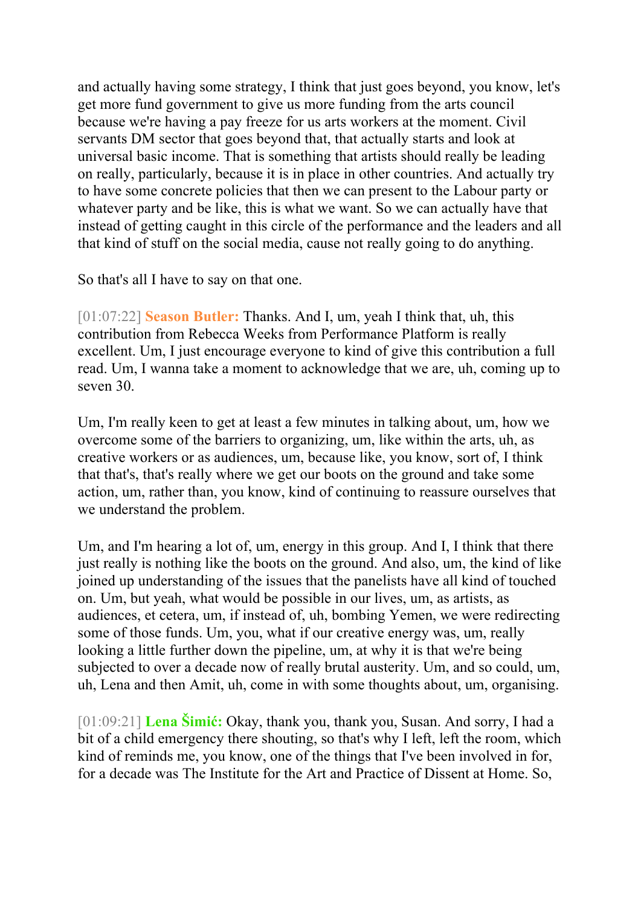and actually having some strategy, I think that just goes beyond, you know, let's get more fund government to give us more funding from the arts council because we're having a pay freeze for us arts workers at the moment. Civil servants DM sector that goes beyond that, that actually starts and look at universal basic income. That is something that artists should really be leading on really, particularly, because it is in place in other countries. And actually try to have some concrete policies that then we can present to the Labour party or whatever party and be like, this is what we want. So we can actually have that instead of getting caught in this circle of the performance and the leaders and all that kind of stuff on the social media, cause not really going to do anything.

So that's all I have to say on that one.

[01:07:22] **Season Butler:** Thanks. And I, um, yeah I think that, uh, this contribution from Rebecca Weeks from Performance Platform is really excellent. Um, I just encourage everyone to kind of give this contribution a full read. Um, I wanna take a moment to acknowledge that we are, uh, coming up to seven 30.

Um, I'm really keen to get at least a few minutes in talking about, um, how we overcome some of the barriers to organizing, um, like within the arts, uh, as creative workers or as audiences, um, because like, you know, sort of, I think that that's, that's really where we get our boots on the ground and take some action, um, rather than, you know, kind of continuing to reassure ourselves that we understand the problem.

Um, and I'm hearing a lot of, um, energy in this group. And I, I think that there just really is nothing like the boots on the ground. And also, um, the kind of like joined up understanding of the issues that the panelists have all kind of touched on. Um, but yeah, what would be possible in our lives, um, as artists, as audiences, et cetera, um, if instead of, uh, bombing Yemen, we were redirecting some of those funds. Um, you, what if our creative energy was, um, really looking a little further down the pipeline, um, at why it is that we're being subjected to over a decade now of really brutal austerity. Um, and so could, um, uh, Lena and then Amit, uh, come in with some thoughts about, um, organising.

[01:09:21] **Lena Šimić:** Okay, thank you, thank you, Susan. And sorry, I had a bit of a child emergency there shouting, so that's why I left, left the room, which kind of reminds me, you know, one of the things that I've been involved in for, for a decade was The Institute for the Art and Practice of Dissent at Home. So,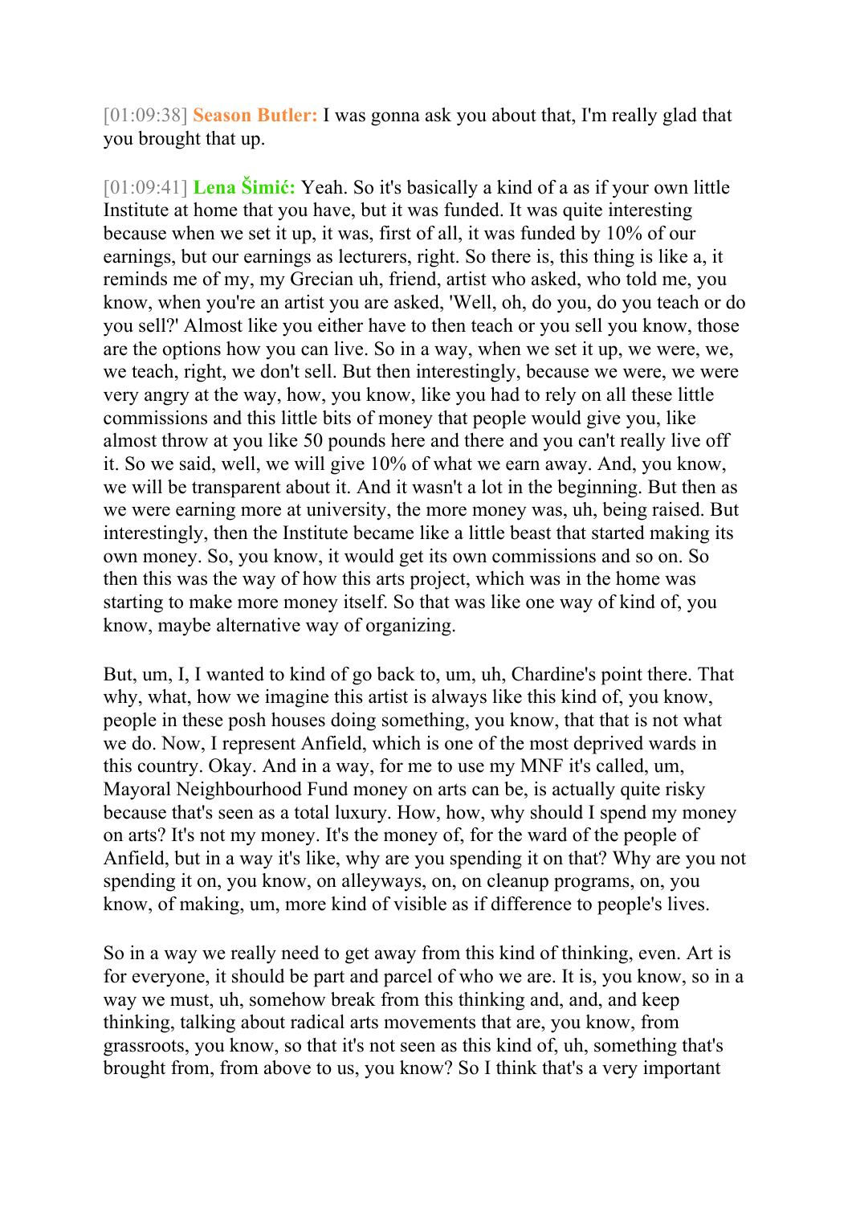[01:09:38] **Season Butler:** I was gonna ask you about that, I'm really glad that you brought that up.

[01:09:41] **Lena Šimić:** Yeah. So it's basically a kind of a as if your own little Institute at home that you have, but it was funded. It was quite interesting because when we set it up, it was, first of all, it was funded by 10% of our earnings, but our earnings as lecturers, right. So there is, this thing is like a, it reminds me of my, my Grecian uh, friend, artist who asked, who told me, you know, when you're an artist you are asked, 'Well, oh, do you, do you teach or do you sell?' Almost like you either have to then teach or you sell you know, those are the options how you can live. So in a way, when we set it up, we were, we, we teach, right, we don't sell. But then interestingly, because we were, we were very angry at the way, how, you know, like you had to rely on all these little commissions and this little bits of money that people would give you, like almost throw at you like 50 pounds here and there and you can't really live off it. So we said, well, we will give 10% of what we earn away. And, you know, we will be transparent about it. And it wasn't a lot in the beginning. But then as we were earning more at university, the more money was, uh, being raised. But interestingly, then the Institute became like a little beast that started making its own money. So, you know, it would get its own commissions and so on. So then this was the way of how this arts project, which was in the home was starting to make more money itself. So that was like one way of kind of, you know, maybe alternative way of organizing.

But, um, I, I wanted to kind of go back to, um, uh, Chardine's point there. That why, what, how we imagine this artist is always like this kind of, you know, people in these posh houses doing something, you know, that that is not what we do. Now, I represent Anfield, which is one of the most deprived wards in this country. Okay. And in a way, for me to use my MNF it's called, um, Mayoral Neighbourhood Fund money on arts can be, is actually quite risky because that's seen as a total luxury. How, how, why should I spend my money on arts? It's not my money. It's the money of, for the ward of the people of Anfield, but in a way it's like, why are you spending it on that? Why are you not spending it on, you know, on alleyways, on, on cleanup programs, on, you know, of making, um, more kind of visible as if difference to people's lives.

So in a way we really need to get away from this kind of thinking, even. Art is for everyone, it should be part and parcel of who we are. It is, you know, so in a way we must, uh, somehow break from this thinking and, and, and keep thinking, talking about radical arts movements that are, you know, from grassroots, you know, so that it's not seen as this kind of, uh, something that's brought from, from above to us, you know? So I think that's a very important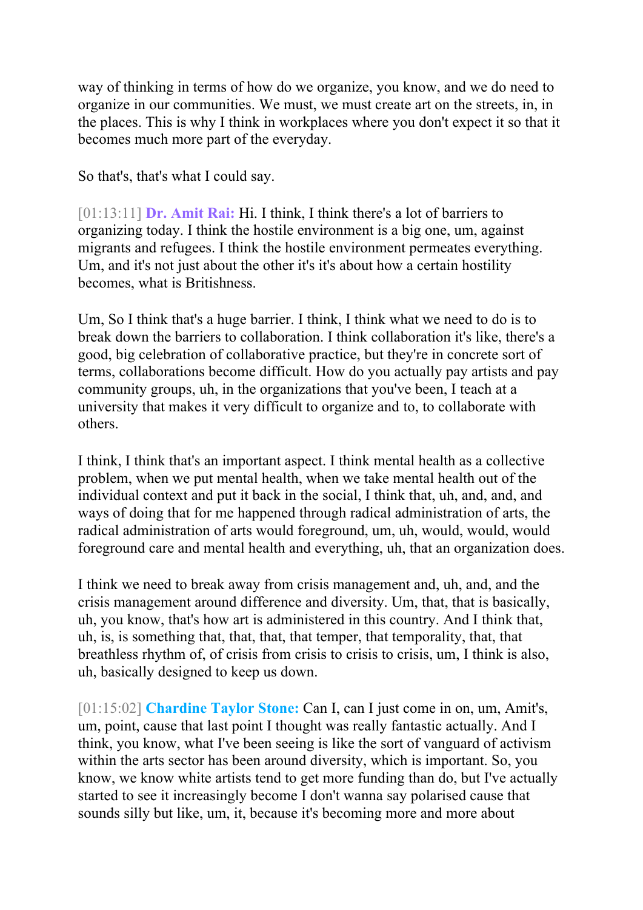way of thinking in terms of how do we organize, you know, and we do need to organize in our communities. We must, we must create art on the streets, in, in the places. This is why I think in workplaces where you don't expect it so that it becomes much more part of the everyday.

So that's, that's what I could say.

[01:13:11] **Dr. Amit Rai:** Hi. I think, I think there's a lot of barriers to organizing today. I think the hostile environment is a big one, um, against migrants and refugees. I think the hostile environment permeates everything. Um, and it's not just about the other it's it's about how a certain hostility becomes, what is Britishness.

Um, So I think that's a huge barrier. I think, I think what we need to do is to break down the barriers to collaboration. I think collaboration it's like, there's a good, big celebration of collaborative practice, but they're in concrete sort of terms, collaborations become difficult. How do you actually pay artists and pay community groups, uh, in the organizations that you've been, I teach at a university that makes it very difficult to organize and to, to collaborate with others.

I think, I think that's an important aspect. I think mental health as a collective problem, when we put mental health, when we take mental health out of the individual context and put it back in the social, I think that, uh, and, and, and ways of doing that for me happened through radical administration of arts, the radical administration of arts would foreground, um, uh, would, would, would foreground care and mental health and everything, uh, that an organization does.

I think we need to break away from crisis management and, uh, and, and the crisis management around difference and diversity. Um, that, that is basically, uh, you know, that's how art is administered in this country. And I think that, uh, is, is something that, that, that, that temper, that temporality, that, that breathless rhythm of, of crisis from crisis to crisis to crisis, um, I think is also, uh, basically designed to keep us down.

[01:15:02] **Chardine Taylor Stone:** Can I, can I just come in on, um, Amit's, um, point, cause that last point I thought was really fantastic actually. And I think, you know, what I've been seeing is like the sort of vanguard of activism within the arts sector has been around diversity, which is important. So, you know, we know white artists tend to get more funding than do, but I've actually started to see it increasingly become I don't wanna say polarised cause that sounds silly but like, um, it, because it's becoming more and more about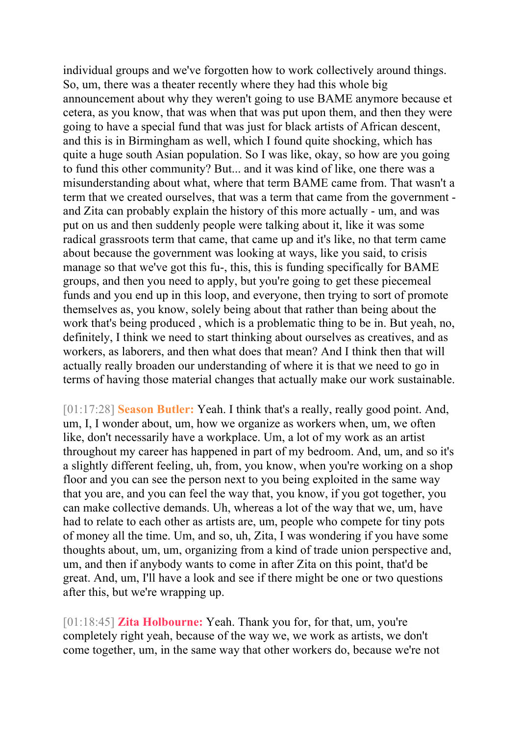individual groups and we've forgotten how to work collectively around things. So, um, there was a theater recently where they had this whole big announcement about why they weren't going to use BAME anymore because et cetera, as you know, that was when that was put upon them, and then they were going to have a special fund that was just for black artists of African descent, and this is in Birmingham as well, which I found quite shocking, which has quite a huge south Asian population. So I was like, okay, so how are you going to fund this other community? But... and it was kind of like, one there was a misunderstanding about what, where that term BAME came from. That wasn't a term that we created ourselves, that was a term that came from the government - and Zita can probably explain the history of this more actually - um, and was put on us and then suddenly people were talking about it, like it was some radical grassroots term that came, that came up and it's like, no that term came about because the government was looking at ways, like you said, to crisis manage so that we've got this fu-, this, this is funding specifically for BAME groups, and then you need to apply, but you're going to get these piecemeal funds and you end up in this loop, and everyone, then trying to sort of promote themselves as, you know, solely being about that rather than being about the work that's being produced , which is a problematic thing to be in. But yeah, no, definitely, I think we need to start thinking about ourselves as creatives, and as workers, as laborers, and then what does that mean? And I think then that will actually really broaden our understanding of where it is that we need to go in terms of having those material changes that actually make our work sustainable.

[01:17:28] **Season Butler:** Yeah. I think that's a really, really good point. And, um, I, I wonder about, um, how we organize as workers when, um, we often like, don't necessarily have a workplace. Um, a lot of my work as an artist throughout my career has happened in part of my bedroom. And, um, and so it's a slightly different feeling, uh, from, you know, when you're working on a shop floor and you can see the person next to you being exploited in the same way that you are, and you can feel the way that, you know, if you got together, you can make collective demands. Uh, whereas a lot of the way that we, um, have had to relate to each other as artists are, um, people who compete for tiny pots of money all the time. Um, and so, uh, Zita, I was wondering if you have some thoughts about, um, um, organizing from a kind of trade union perspective and, um, and then if anybody wants to come in after Zita on this point, that'd be great. And, um, I'll have a look and see if there might be one or two questions after this, but we're wrapping up.

[01:18:45] **Zita Holbourne:** Yeah. Thank you for, for that, um, you're completely right yeah, because of the way we, we work as artists, we don't come together, um, in the same way that other workers do, because we're not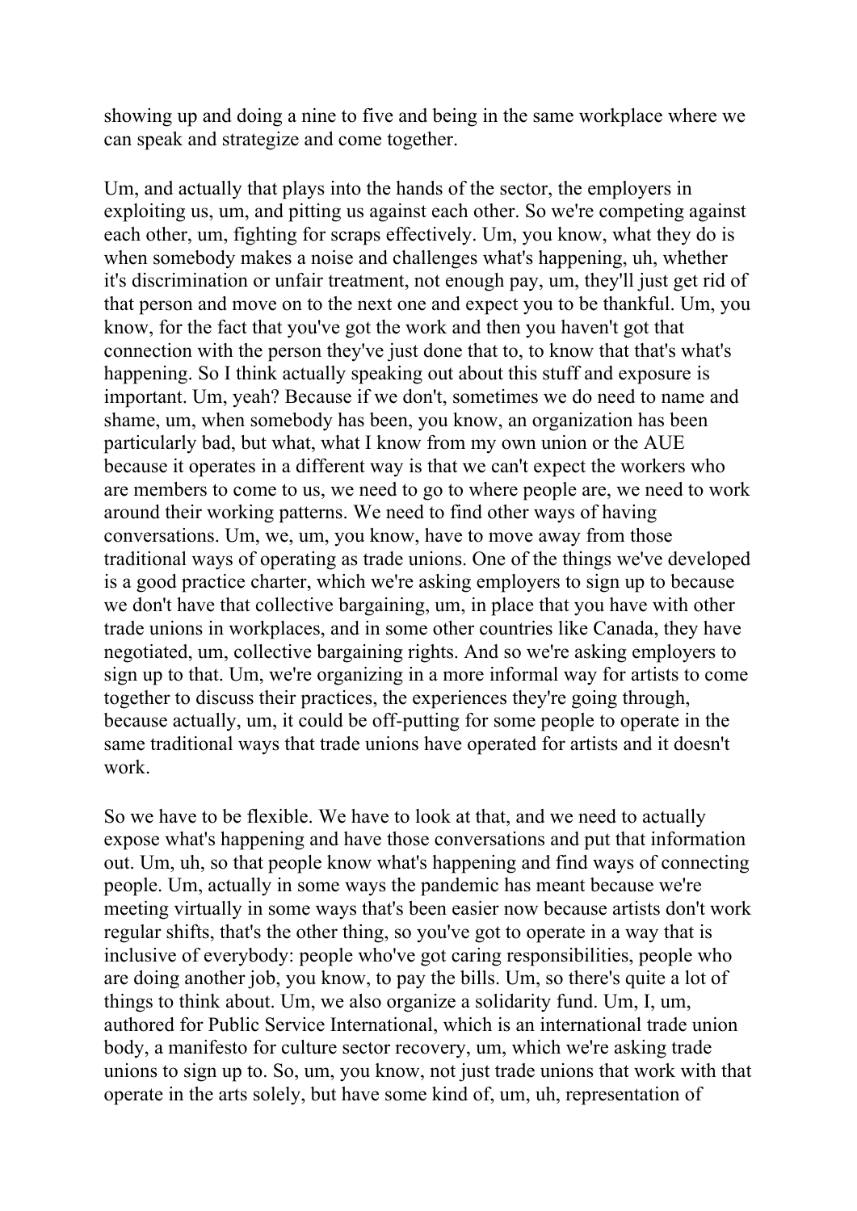showing up and doing a nine to five and being in the same workplace where we can speak and strategize and come together.

Um, and actually that plays into the hands of the sector, the employers in exploiting us, um, and pitting us against each other. So we're competing against each other, um, fighting for scraps effectively. Um, you know, what they do is when somebody makes a noise and challenges what's happening, uh, whether it's discrimination or unfair treatment, not enough pay, um, they'll just get rid of that person and move on to the next one and expect you to be thankful. Um, you know, for the fact that you've got the work and then you haven't got that connection with the person they've just done that to, to know that that's what's happening. So I think actually speaking out about this stuff and exposure is important. Um, yeah? Because if we don't, sometimes we do need to name and shame, um, when somebody has been, you know, an organization has been particularly bad, but what, what I know from my own union or the AUE because it operates in a different way is that we can't expect the workers who are members to come to us, we need to go to where people are, we need to work around their working patterns. We need to find other ways of having conversations. Um, we, um, you know, have to move away from those traditional ways of operating as trade unions. One of the things we've developed is a good practice charter, which we're asking employers to sign up to because we don't have that collective bargaining, um, in place that you have with other trade unions in workplaces, and in some other countries like Canada, they have negotiated, um, collective bargaining rights. And so we're asking employers to sign up to that. Um, we're organizing in a more informal way for artists to come together to discuss their practices, the experiences they're going through, because actually, um, it could be off-putting for some people to operate in the same traditional ways that trade unions have operated for artists and it doesn't work.

So we have to be flexible. We have to look at that, and we need to actually expose what's happening and have those conversations and put that information out. Um, uh, so that people know what's happening and find ways of connecting people. Um, actually in some ways the pandemic has meant because we're meeting virtually in some ways that's been easier now because artists don't work regular shifts, that's the other thing, so you've got to operate in a way that is inclusive of everybody: people who've got caring responsibilities, people who are doing another job, you know, to pay the bills. Um, so there's quite a lot of things to think about. Um, we also organize a solidarity fund. Um, I, um, authored for Public Service International, which is an international trade union body, a manifesto for culture sector recovery, um, which we're asking trade unions to sign up to. So, um, you know, not just trade unions that work with that operate in the arts solely, but have some kind of, um, uh, representation of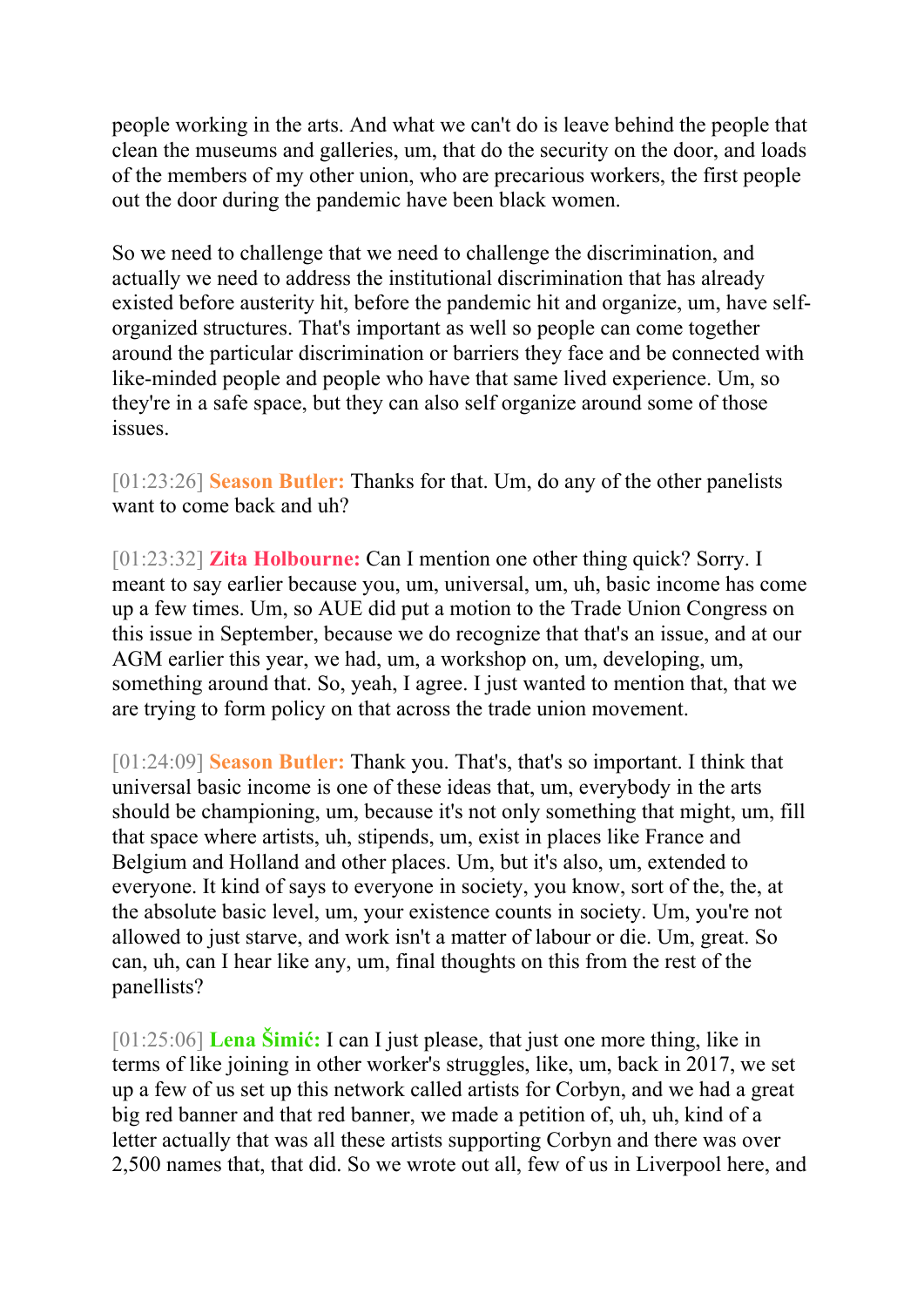people working in the arts. And what we can't do is leave behind the people that clean the museums and galleries, um, that do the security on the door, and loads of the members of my other union, who are precarious workers, the first people out the door during the pandemic have been black women.

So we need to challenge that we need to challenge the discrimination, and actually we need to address the institutional discrimination that has already existed before austerity hit, before the pandemic hit and organize, um, have self-organized structures. That's important as well so people can come together around the particular discrimination or barriers they face and be connected with like-minded people and people who have that same lived experience. Um, so they're in a safe space, but they can also self organize around some of those issues.

[01:23:26] **Season Butler:** Thanks for that. Um, do any of the other panelists want to come back and uh?

[01:23:32] **Zita Holbourne:** Can I mention one other thing quick? Sorry. I meant to say earlier because you, um, universal, um, uh, basic income has come up a few times. Um, so AUE did put a motion to the Trade Union Congress on this issue in September, because we do recognize that that's an issue, and at our AGM earlier this year, we had, um, a workshop on, um, developing, um, something around that. So, yeah, I agree. I just wanted to mention that, that we are trying to form policy on that across the trade union movement.

[01:24:09] **Season Butler:** Thank you. That's, that's so important. I think that universal basic income is one of these ideas that, um, everybody in the arts should be championing, um, because it's not only something that might, um, fill that space where artists, uh, stipends, um, exist in places like France and Belgium and Holland and other places. Um, but it's also, um, extended to everyone. It kind of says to everyone in society, you know, sort of the, the, at the absolute basic level, um, your existence counts in society. Um, you're not allowed to just starve, and work isn't a matter of labour or die. Um, great. So can, uh, can I hear like any, um, final thoughts on this from the rest of the panellists?

[01:25:06] **Lena Šimić:** I can I just please, that just one more thing, like in terms of like joining in other worker's struggles, like, um, back in 2017, we set up a few of us set up this network called artists for Corbyn, and we had a great big red banner and that red banner, we made a petition of, uh, uh, kind of a letter actually that was all these artists supporting Corbyn and there was over 2,500 names that, that did. So we wrote out all, few of us in Liverpool here, and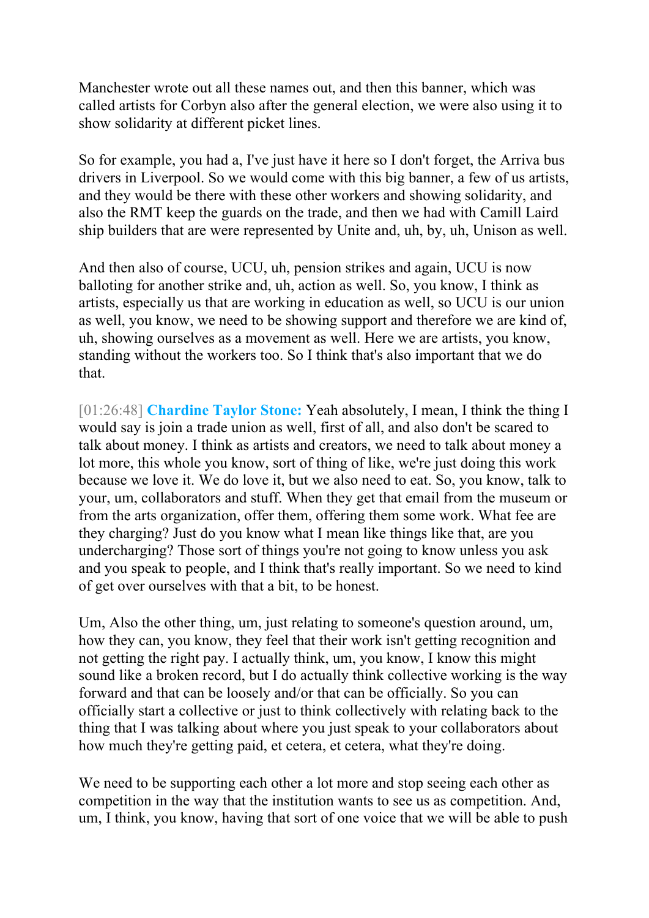Manchester wrote out all these names out, and then this banner, which was called artists for Corbyn also after the general election, we were also using it to show solidarity at different picket lines.

So for example, you had a, I've just have it here so I don't forget, the Arriva bus drivers in Liverpool. So we would come with this big banner, a few of us artists, and they would be there with these other workers and showing solidarity, and also the RMT keep the guards on the trade, and then we had with Camill Laird ship builders that are were represented by Unite and, uh, by, uh, Unison as well.

And then also of course, UCU, uh, pension strikes and again, UCU is now balloting for another strike and, uh, action as well. So, you know, I think as artists, especially us that are working in education as well, so UCU is our union as well, you know, we need to be showing support and therefore we are kind of, uh, showing ourselves as a movement as well. Here we are artists, you know, standing without the workers too. So I think that's also important that we do that.

[01:26:48] **Chardine Taylor Stone:** Yeah absolutely, I mean, I think the thing I would say is join a trade union as well, first of all, and also don't be scared to talk about money. I think as artists and creators, we need to talk about money a lot more, this whole you know, sort of thing of like, we're just doing this work because we love it. We do love it, but we also need to eat. So, you know, talk to your, um, collaborators and stuff. When they get that email from the museum or from the arts organization, offer them, offering them some work. What fee are they charging? Just do you know what I mean like things like that, are you undercharging? Those sort of things you're not going to know unless you ask and you speak to people, and I think that's really important. So we need to kind of get over ourselves with that a bit, to be honest.

Um, Also the other thing, um, just relating to someone's question around, um, how they can, you know, they feel that their work isn't getting recognition and not getting the right pay. I actually think, um, you know, I know this might sound like a broken record, but I do actually think collective working is the way forward and that can be loosely and/or that can be officially. So you can officially start a collective or just to think collectively with relating back to the thing that I was talking about where you just speak to your collaborators about how much they're getting paid, et cetera, et cetera, what they're doing.

We need to be supporting each other a lot more and stop seeing each other as competition in the way that the institution wants to see us as competition. And, um, I think, you know, having that sort of one voice that we will be able to push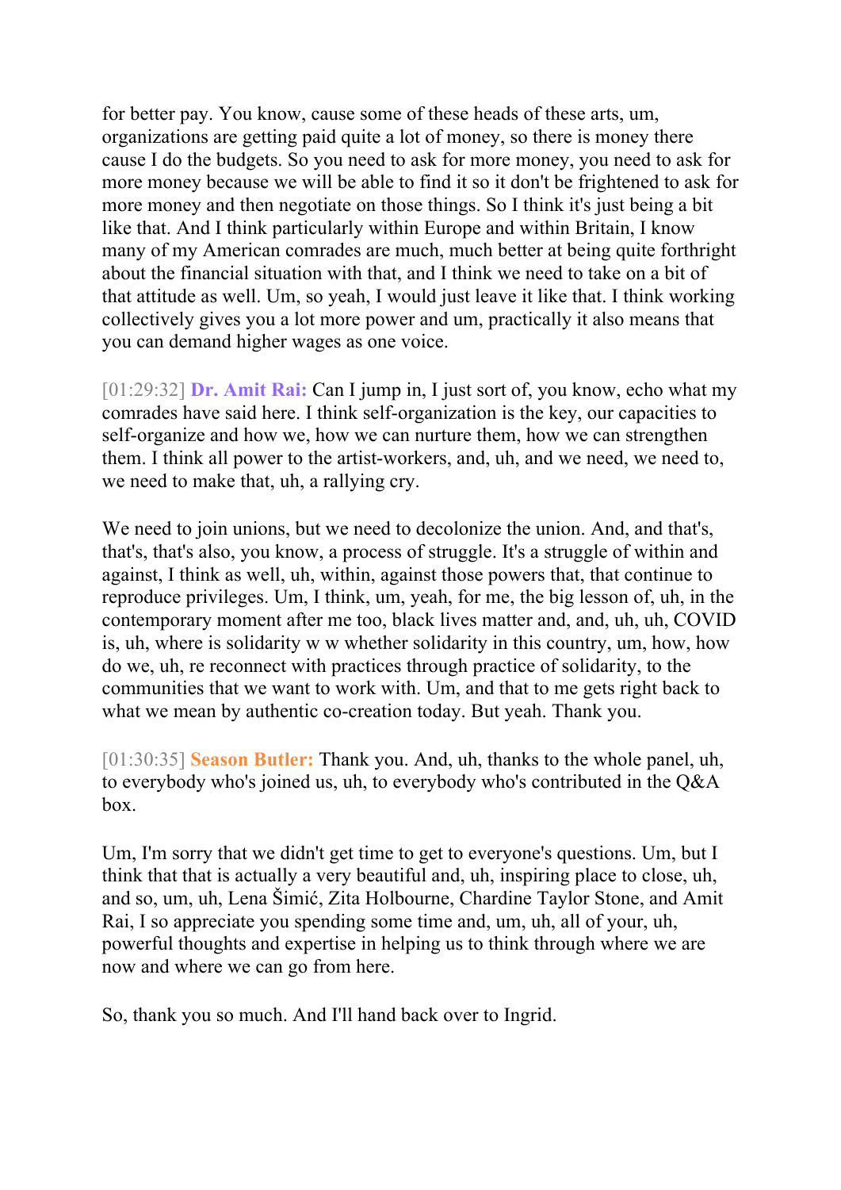for better pay. You know, cause some of these heads of these arts, um, organizations are getting paid quite a lot of money, so there is money there cause I do the budgets. So you need to ask for more money, you need to ask for more money because we will be able to find it so it don't be frightened to ask for more money and then negotiate on those things. So I think it's just being a bit like that. And I think particularly within Europe and within Britain, I know many of my American comrades are much, much better at being quite forthright about the financial situation with that, and I think we need to take on a bit of that attitude as well. Um, so yeah, I would just leave it like that. I think working collectively gives you a lot more power and um, practically it also means that you can demand higher wages as one voice.

[01:29:32] **Dr. Amit Rai:** Can I jump in, I just sort of, you know, echo what my comrades have said here. I think self-organization is the key, our capacities to self-organize and how we, how we can nurture them, how we can strengthen them. I think all power to the artist-workers, and, uh, and we need, we need to, we need to make that, uh, a rallying cry.

We need to join unions, but we need to decolonize the union. And, and that's, that's, that's also, you know, a process of struggle. It's a struggle of within and against, I think as well, uh, within, against those powers that, that continue to reproduce privileges. Um, I think, um, yeah, for me, the big lesson of, uh, in the contemporary moment after me too, black lives matter and, and, uh, uh, COVID is, uh, where is solidarity w w whether solidarity in this country, um, how, how do we, uh, re reconnect with practices through practice of solidarity, to the communities that we want to work with. Um, and that to me gets right back to what we mean by authentic co-creation today. But yeah. Thank you.

[01:30:35] **Season Butler:** Thank you. And, uh, thanks to the whole panel, uh, to everybody who's joined us, uh, to everybody who's contributed in the Q&A box.

Um, I'm sorry that we didn't get time to get to everyone's questions. Um, but I think that that is actually a very beautiful and, uh, inspiring place to close, uh, and so, um, uh, Lena Šimić, Zita Holbourne, Chardine Taylor Stone, and Amit Rai, I so appreciate you spending some time and, um, uh, all of your, uh, powerful thoughts and expertise in helping us to think through where we are now and where we can go from here.

So, thank you so much. And I'll hand back over to Ingrid.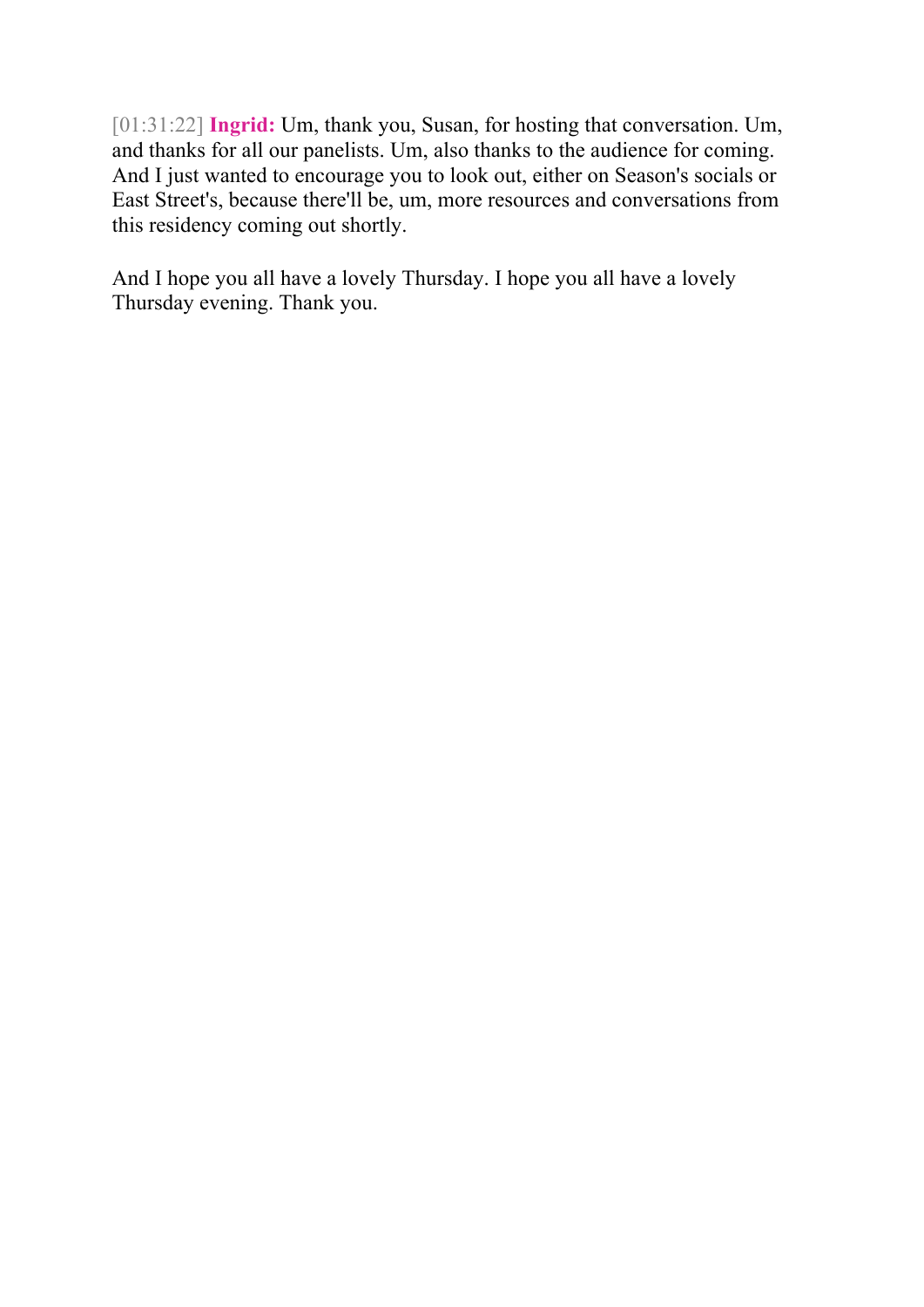[01:31:22] **Ingrid:** Um, thank you, Susan, for hosting that conversation. Um, and thanks for all our panelists. Um, also thanks to the audience for coming. And I just wanted to encourage you to look out, either on Season's socials or East Street's, because there'll be, um, more resources and conversations from this residency coming out shortly.

And I hope you all have a lovely Thursday. I hope you all have a lovely Thursday evening. Thank you.